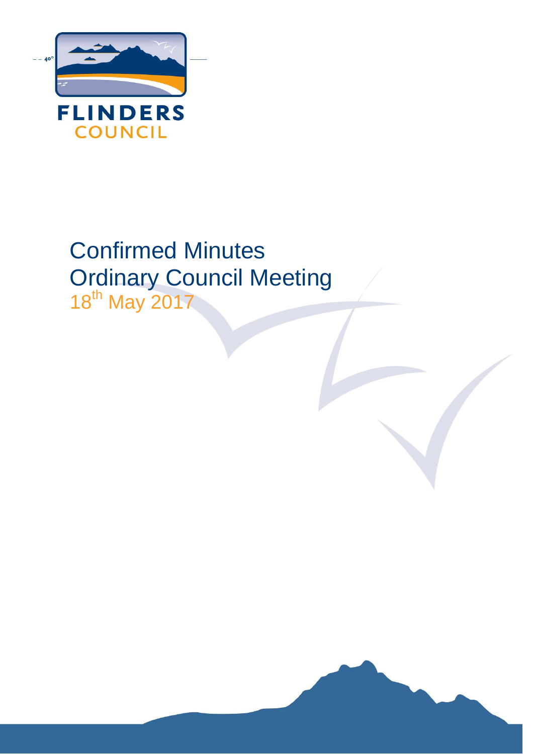FLINDERS
COUNCIL

# Confirmed Minutes
# Ordinary Council Meeting
## 18th May 2017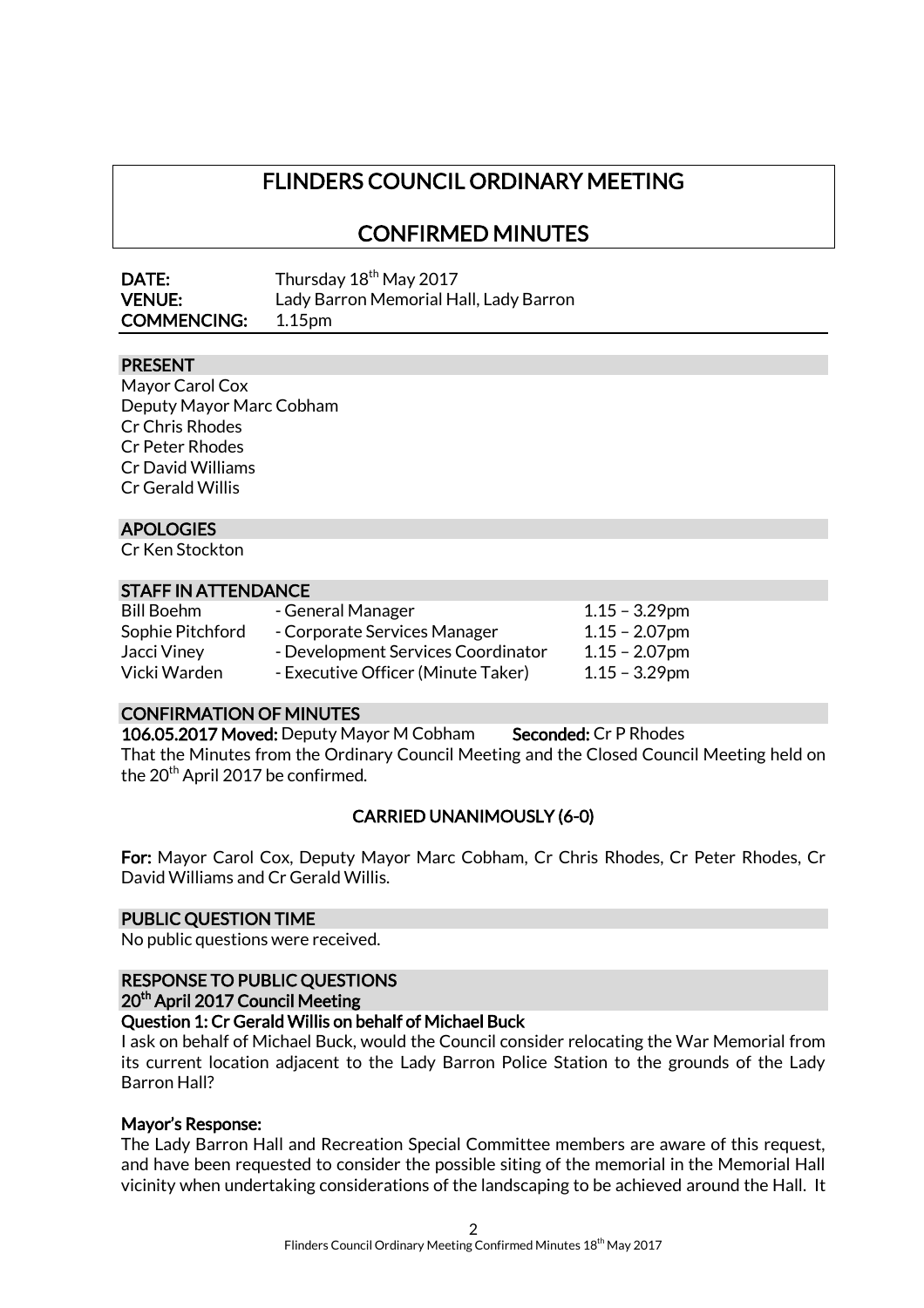# FLINDERS COUNCIL ORDINARY MEETING

## CONFIRMED MINUTES

**DATE:** Thursday 18th May 2017
**VENUE:** Lady Barron Memorial Hall, Lady Barron
**COMMENCING:** 1.15pm

### PRESENT

Mayor Carol Cox
Deputy Mayor Marc Cobham
Cr Chris Rhodes
Cr Peter Rhodes
Cr David Williams
Cr Gerald Willis

### APOLOGIES

Cr Ken Stockton

### STAFF IN ATTENDANCE

| | | |
|---|---|---|
| Bill Boehm | - General Manager | 1.15 – 3.29pm |
| Sophie Pitchford | - Corporate Services Manager | 1.15 – 2.07pm |
| Jacci Viney | - Development Services Coordinator | 1.15 – 2.07pm |
| Vicki Warden | - Executive Officer (Minute Taker) | 1.15 – 3.29pm |

### CONFIRMATION OF MINUTES

**106.05.2017 Moved:** Deputy Mayor M Cobham **Seconded:** Cr P Rhodes

That the Minutes from the Ordinary Council Meeting and the Closed Council Meeting held on the 20th April 2017 be confirmed.

**CARRIED UNANIMOUSLY (6-0)**

**For:** Mayor Carol Cox, Deputy Mayor Marc Cobham, Cr Chris Rhodes, Cr Peter Rhodes, Cr David Williams and Cr Gerald Willis.

### PUBLIC QUESTION TIME

No public questions were received.

### RESPONSE TO PUBLIC QUESTIONS
### 20th April 2017 Council Meeting

**Question 1: Cr Gerald Willis on behalf of Michael Buck**

I ask on behalf of Michael Buck, would the Council consider relocating the War Memorial from its current location adjacent to the Lady Barron Police Station to the grounds of the Lady Barron Hall?

**Mayor's Response:**

The Lady Barron Hall and Recreation Special Committee members are aware of this request, and have been requested to consider the possible siting of the memorial in the Memorial Hall vicinity when undertaking considerations of the landscaping to be achieved around the Hall. It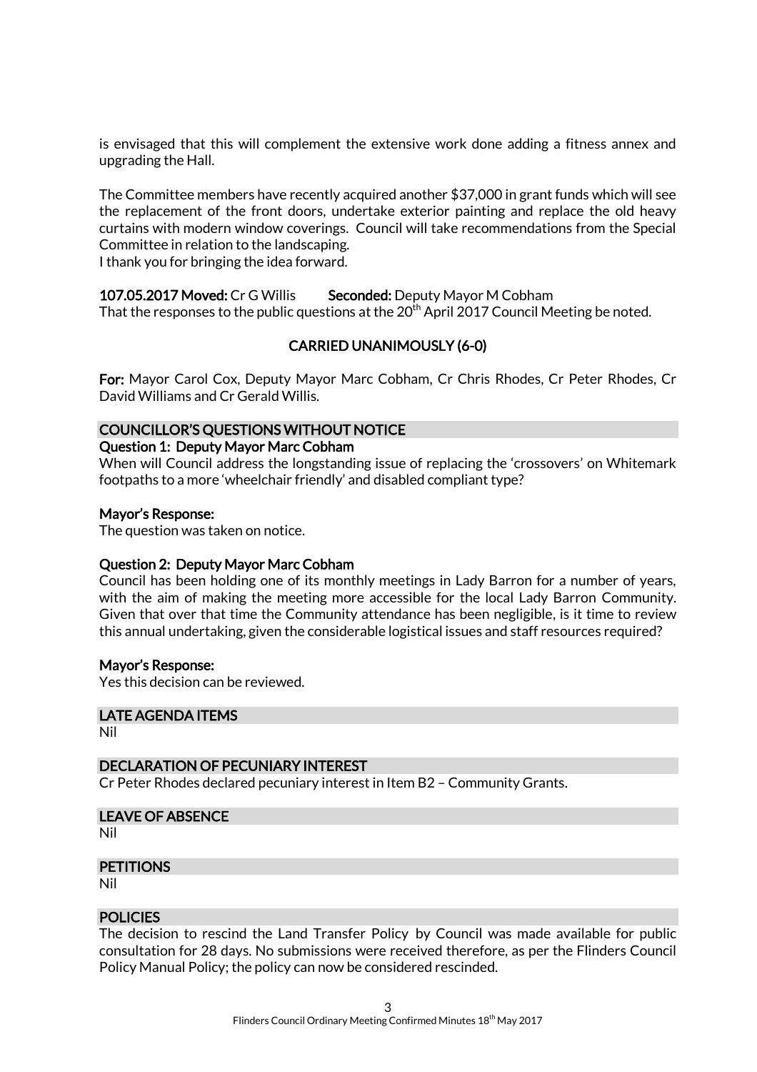is envisaged that this will complement the extensive work done adding a fitness annex and upgrading the Hall.

The Committee members have recently acquired another $37,000 in grant funds which will see the replacement of the front doors, undertake exterior painting and replace the old heavy curtains with modern window coverings. Council will take recommendations from the Special Committee in relation to the landscaping.
I thank you for bringing the idea forward.

**107.05.2017 Moved:** Cr G Willis **Seconded:** Deputy Mayor M Cobham
That the responses to the public questions at the 20th April 2017 Council Meeting be noted.

**CARRIED UNANIMOUSLY (6-0)**

**For:** Mayor Carol Cox, Deputy Mayor Marc Cobham, Cr Chris Rhodes, Cr Peter Rhodes, Cr David Williams and Cr Gerald Willis.

## COUNCILLOR'S QUESTIONS WITHOUT NOTICE

**Question 1: Deputy Mayor Marc Cobham**
When will Council address the longstanding issue of replacing the 'crossovers' on Whitemark footpaths to a more 'wheelchair friendly' and disabled compliant type?

**Mayor's Response:**
The question was taken on notice.

**Question 2: Deputy Mayor Marc Cobham**
Council has been holding one of its monthly meetings in Lady Barron for a number of years, with the aim of making the meeting more accessible for the local Lady Barron Community. Given that over that time the Community attendance has been negligible, is it time to review this annual undertaking, given the considerable logistical issues and staff resources required?

**Mayor's Response:**
Yes this decision can be reviewed.

## LATE AGENDA ITEMS

Nil

## DECLARATION OF PECUNIARY INTEREST

Cr Peter Rhodes declared pecuniary interest in Item B2 – Community Grants.

## LEAVE OF ABSENCE

Nil

## PETITIONS

Nil

## POLICIES

The decision to rescind the Land Transfer Policy by Council was made available for public consultation for 28 days. No submissions were received therefore, as per the Flinders Council Policy Manual Policy; the policy can now be considered rescinded.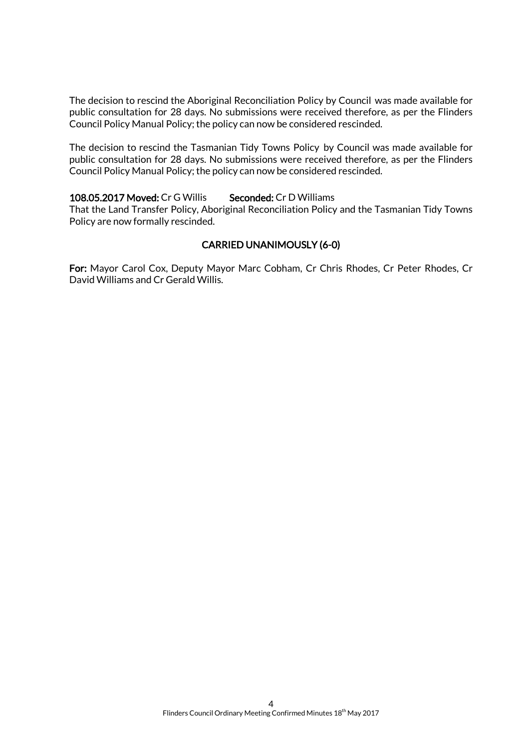The decision to rescind the Aboriginal Reconciliation Policy by Council was made available for public consultation for 28 days. No submissions were received therefore, as per the Flinders Council Policy Manual Policy; the policy can now be considered rescinded.

The decision to rescind the Tasmanian Tidy Towns Policy by Council was made available for public consultation for 28 days. No submissions were received therefore, as per the Flinders Council Policy Manual Policy; the policy can now be considered rescinded.

**108.05.2017 Moved:** Cr G Willis **Seconded:** Cr D Williams

That the Land Transfer Policy, Aboriginal Reconciliation Policy and the Tasmanian Tidy Towns Policy are now formally rescinded.

**CARRIED UNANIMOUSLY (6-0)**

**For:** Mayor Carol Cox, Deputy Mayor Marc Cobham, Cr Chris Rhodes, Cr Peter Rhodes, Cr David Williams and Cr Gerald Willis.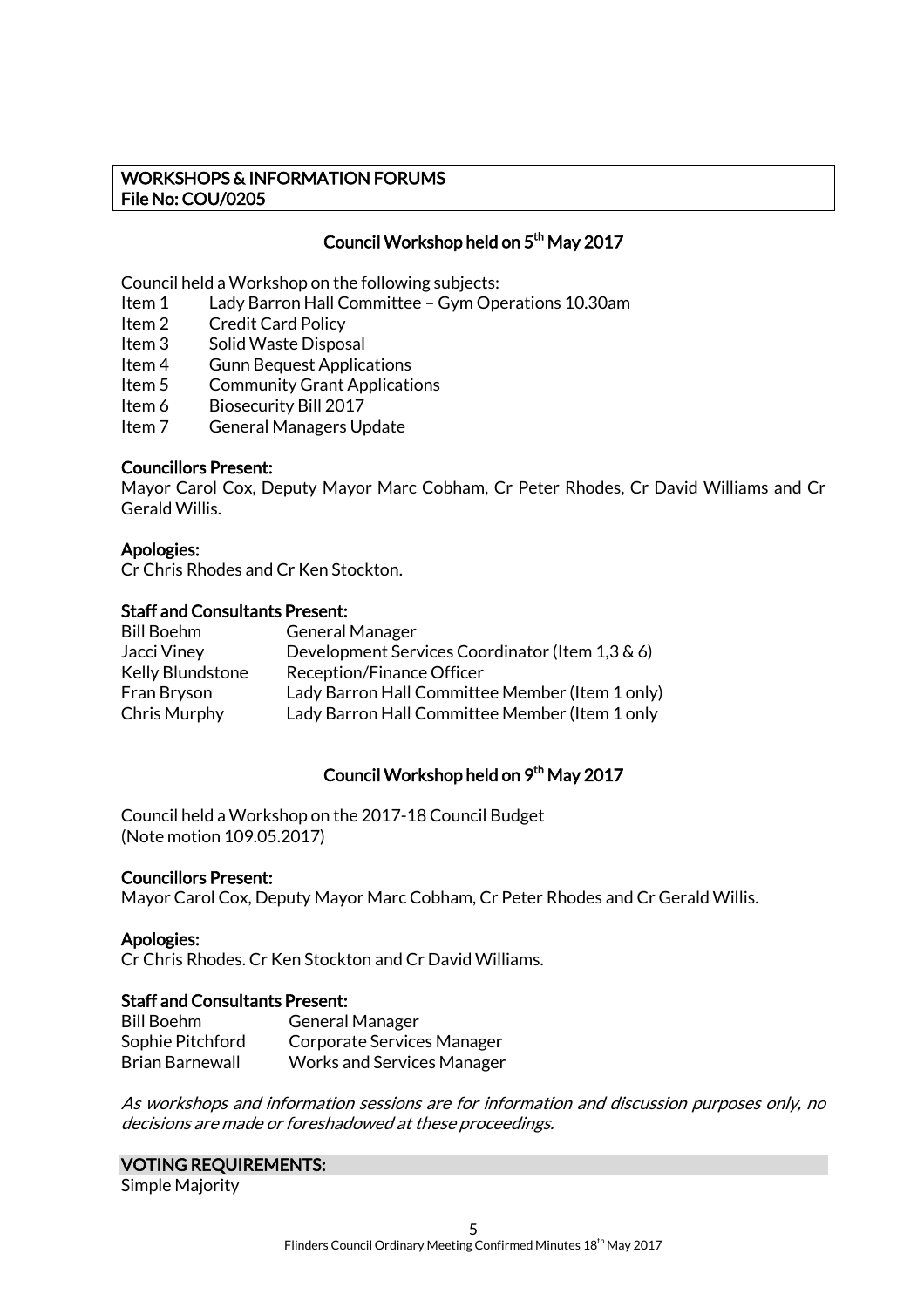**WORKSHOPS & INFORMATION FORUMS**
**File No: COU/0205**

## Council Workshop held on 5th May 2017

Council held a Workshop on the following subjects:

Item 1 Lady Barron Hall Committee – Gym Operations 10.30am
Item 2 Credit Card Policy
Item 3 Solid Waste Disposal
Item 4 Gunn Bequest Applications
Item 5 Community Grant Applications
Item 6 Biosecurity Bill 2017
Item 7 General Managers Update

**Councillors Present:**
Mayor Carol Cox, Deputy Mayor Marc Cobham, Cr Peter Rhodes, Cr David Williams and Cr Gerald Willis.

**Apologies:**
Cr Chris Rhodes and Cr Ken Stockton.

**Staff and Consultants Present:**

| | |
|---|---|
| Bill Boehm | General Manager |
| Jacci Viney | Development Services Coordinator (Item 1,3 & 6) |
| Kelly Blundstone | Reception/Finance Officer |
| Fran Bryson | Lady Barron Hall Committee Member (Item 1 only) |
| Chris Murphy | Lady Barron Hall Committee Member (Item 1 only |

## Council Workshop held on 9th May 2017

Council held a Workshop on the 2017-18 Council Budget
(Note motion 109.05.2017)

**Councillors Present:**
Mayor Carol Cox, Deputy Mayor Marc Cobham, Cr Peter Rhodes and Cr Gerald Willis.

**Apologies:**
Cr Chris Rhodes. Cr Ken Stockton and Cr David Williams.

**Staff and Consultants Present:**

| | |
|---|---|
| Bill Boehm | General Manager |
| Sophie Pitchford | Corporate Services Manager |
| Brian Barnewall | Works and Services Manager |

*As workshops and information sessions are for information and discussion purposes only, no decisions are made or foreshadowed at these proceedings.*

**VOTING REQUIREMENTS:**
Simple Majority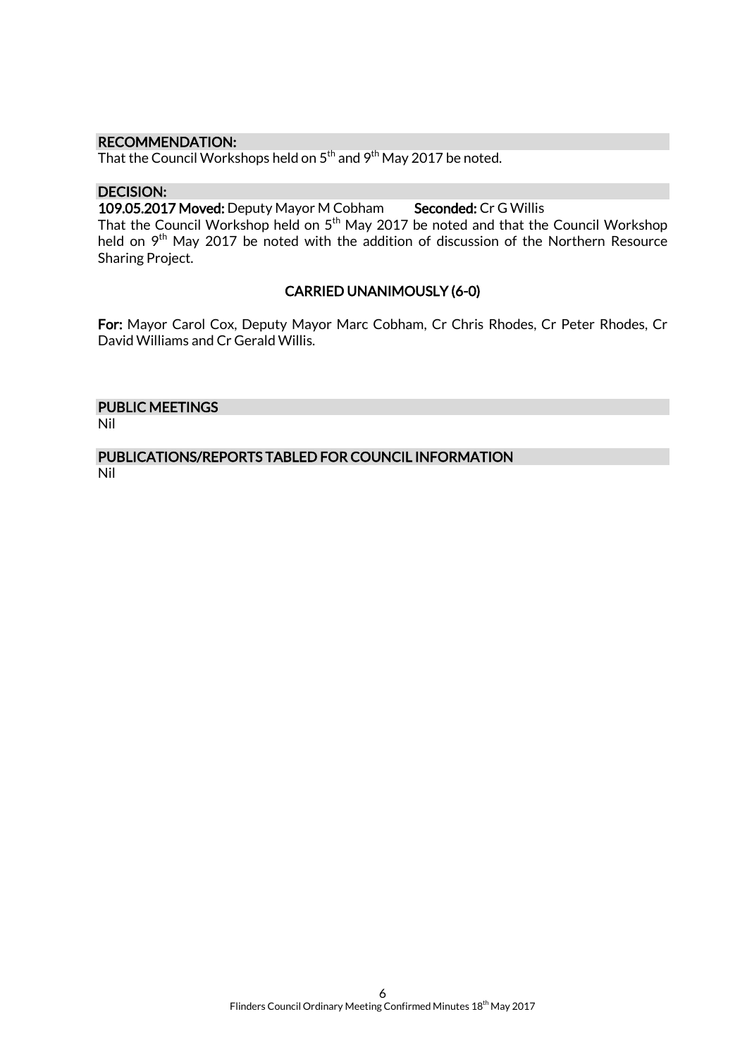## RECOMMENDATION:

That the Council Workshops held on 5$^{th}$ and 9$^{th}$ May 2017 be noted.

## DECISION:

**109.05.2017 Moved:** Deputy Mayor M Cobham **Seconded:** Cr G Willis

That the Council Workshop held on 5$^{th}$ May 2017 be noted and that the Council Workshop held on 9$^{th}$ May 2017 be noted with the addition of discussion of the Northern Resource Sharing Project.

**CARRIED UNANIMOUSLY (6-0)**

**For:** Mayor Carol Cox, Deputy Mayor Marc Cobham, Cr Chris Rhodes, Cr Peter Rhodes, Cr David Williams and Cr Gerald Willis.

## PUBLIC MEETINGS

Nil

## PUBLICATIONS/REPORTS TABLED FOR COUNCIL INFORMATION

Nil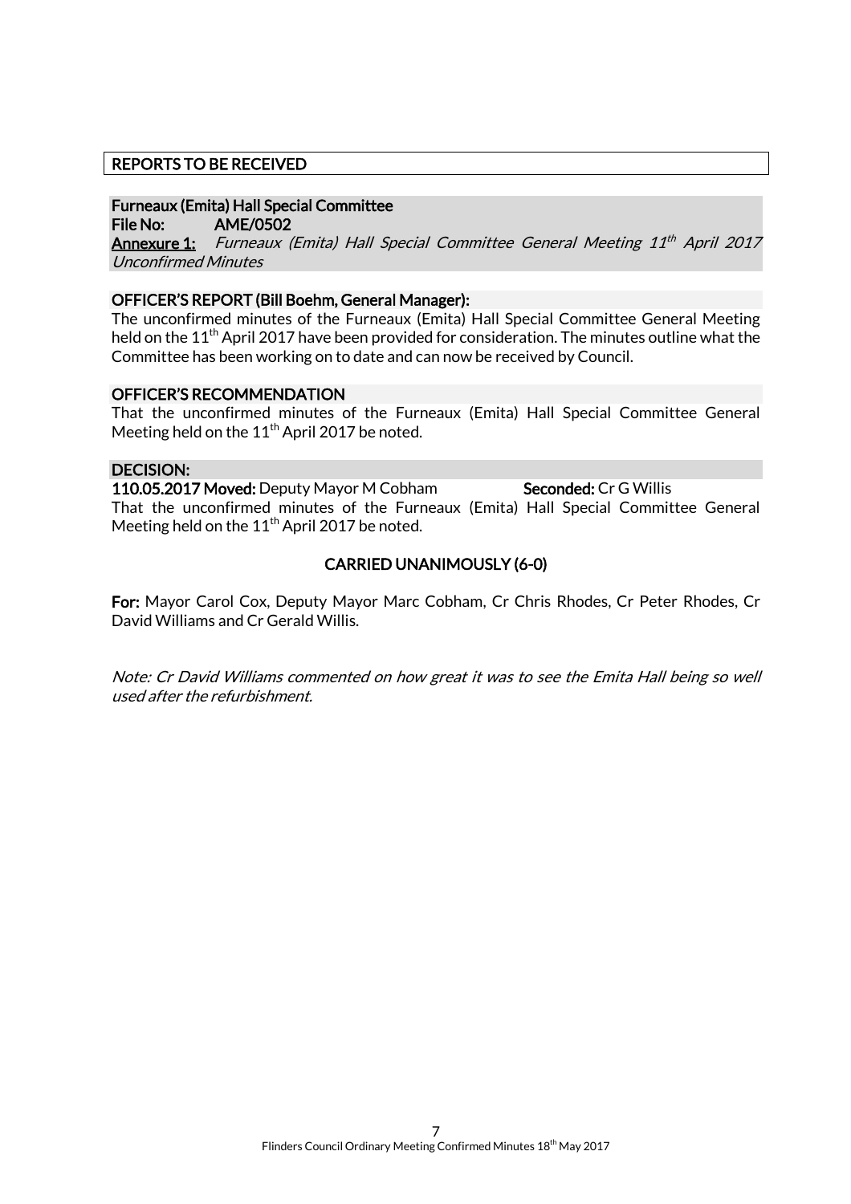## REPORTS TO BE RECEIVED

**Furneaux (Emita) Hall Special Committee**
**File No:** **AME/0502**
**Annexure 1:** *Furneaux (Emita) Hall Special Committee General Meeting 11th April 2017 Unconfirmed Minutes*

**OFFICER'S REPORT (Bill Boehm, General Manager):**

The unconfirmed minutes of the Furneaux (Emita) Hall Special Committee General Meeting held on the 11th April 2017 have been provided for consideration. The minutes outline what the Committee has been working on to date and can now be received by Council.

**OFFICER'S RECOMMENDATION**

That the unconfirmed minutes of the Furneaux (Emita) Hall Special Committee General Meeting held on the 11th April 2017 be noted.

**DECISION:**

**110.05.2017 Moved:** Deputy Mayor M Cobham **Seconded:** Cr G Willis

That the unconfirmed minutes of the Furneaux (Emita) Hall Special Committee General Meeting held on the 11th April 2017 be noted.

**CARRIED UNANIMOUSLY (6-0)**

**For:** Mayor Carol Cox, Deputy Mayor Marc Cobham, Cr Chris Rhodes, Cr Peter Rhodes, Cr David Williams and Cr Gerald Willis.

*Note: Cr David Williams commented on how great it was to see the Emita Hall being so well used after the refurbishment.*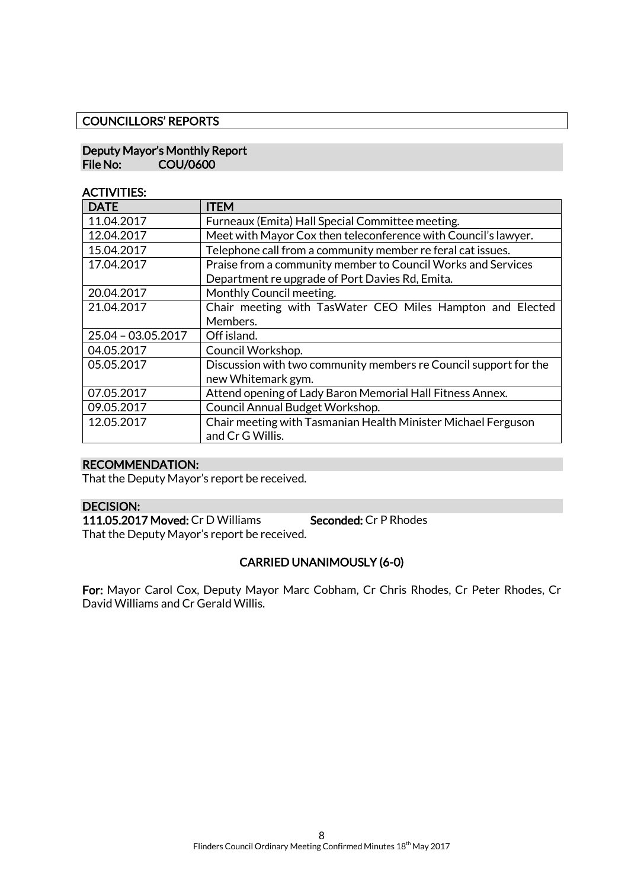## COUNCILLORS' REPORTS

### Deputy Mayor's Monthly Report
**File No:** COU/0600

**ACTIVITIES:**

| DATE | ITEM |
|---|---|
| 11.04.2017 | Furneaux (Emita) Hall Special Committee meeting. |
| 12.04.2017 | Meet with Mayor Cox then teleconference with Council's lawyer. |
| 15.04.2017 | Telephone call from a community member re feral cat issues. |
| 17.04.2017 | Praise from a community member to Council Works and Services Department re upgrade of Port Davies Rd, Emita. |
| 20.04.2017 | Monthly Council meeting. |
| 21.04.2017 | Chair meeting with TasWater CEO Miles Hampton and Elected Members. |
| 25.04 – 03.05.2017 | Off island. |
| 04.05.2017 | Council Workshop. |
| 05.05.2017 | Discussion with two community members re Council support for the new Whitemark gym. |
| 07.05.2017 | Attend opening of Lady Baron Memorial Hall Fitness Annex. |
| 09.05.2017 | Council Annual Budget Workshop. |
| 12.05.2017 | Chair meeting with Tasmanian Health Minister Michael Ferguson and Cr G Willis. |

**RECOMMENDATION:**

That the Deputy Mayor's report be received.

**DECISION:**

**111.05.2017 Moved:** Cr D Williams **Seconded:** Cr P Rhodes

That the Deputy Mayor's report be received.

**CARRIED UNANIMOUSLY (6-0)**

**For:** Mayor Carol Cox, Deputy Mayor Marc Cobham, Cr Chris Rhodes, Cr Peter Rhodes, Cr David Williams and Cr Gerald Willis.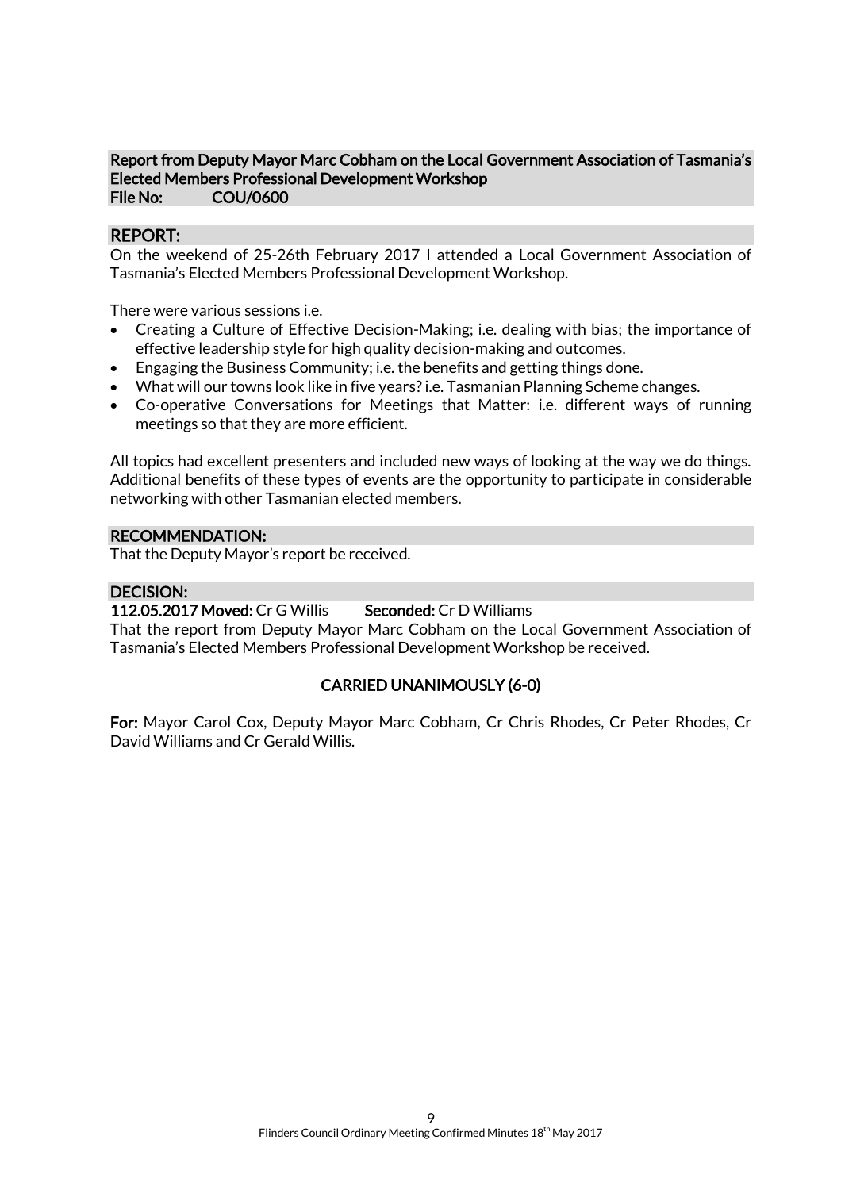**Report from Deputy Mayor Marc Cobham on the Local Government Association of Tasmania's Elected Members Professional Development Workshop**
**File No: COU/0600**

**REPORT:**

On the weekend of 25-26th February 2017 I attended a Local Government Association of Tasmania's Elected Members Professional Development Workshop.

There were various sessions i.e.

- Creating a Culture of Effective Decision-Making; i.e. dealing with bias; the importance of effective leadership style for high quality decision-making and outcomes.
- Engaging the Business Community; i.e. the benefits and getting things done.
- What will our towns look like in five years? i.e. Tasmanian Planning Scheme changes.
- Co-operative Conversations for Meetings that Matter: i.e. different ways of running meetings so that they are more efficient.

All topics had excellent presenters and included new ways of looking at the way we do things. Additional benefits of these types of events are the opportunity to participate in considerable networking with other Tasmanian elected members.

**RECOMMENDATION:**

That the Deputy Mayor's report be received.

**DECISION:**

**112.05.2017 Moved:** Cr G Willis **Seconded:** Cr D Williams

That the report from Deputy Mayor Marc Cobham on the Local Government Association of Tasmania's Elected Members Professional Development Workshop be received.

**CARRIED UNANIMOUSLY (6-0)**

**For:** Mayor Carol Cox, Deputy Mayor Marc Cobham, Cr Chris Rhodes, Cr Peter Rhodes, Cr David Williams and Cr Gerald Willis.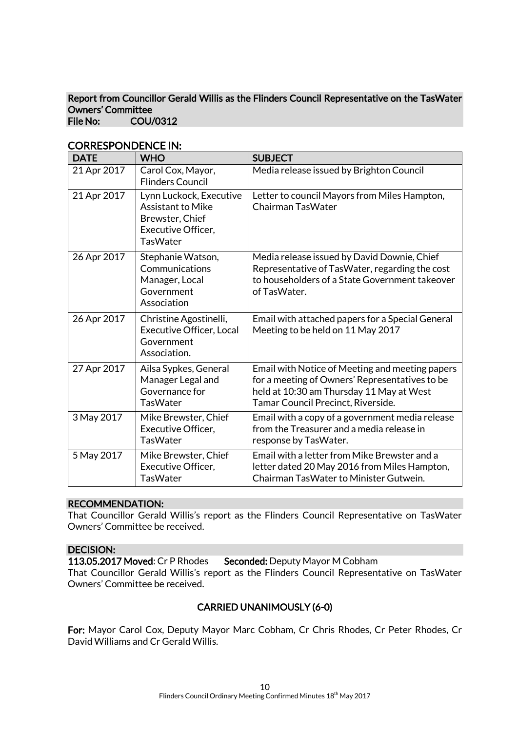**Report from Councillor Gerald Willis as the Flinders Council Representative on the TasWater Owners' Committee**
**File No: COU/0312**

## CORRESPONDENCE IN:

| DATE | WHO | SUBJECT |
|---|---|---|
| 21 Apr 2017 | Carol Cox, Mayor, Flinders Council | Media release issued by Brighton Council |
| 21 Apr 2017 | Lynn Luckock, Executive Assistant to Mike Brewster, Chief Executive Officer, TasWater | Letter to council Mayors from Miles Hampton, Chairman TasWater |
| 26 Apr 2017 | Stephanie Watson, Communications Manager, Local Government Association | Media release issued by David Downie, Chief Representative of TasWater, regarding the cost to householders of a State Government takeover of TasWater. |
| 26 Apr 2017 | Christine Agostinelli, Executive Officer, Local Government Association. | Email with attached papers for a Special General Meeting to be held on 11 May 2017 |
| 27 Apr 2017 | Ailsa Sypkes, General Manager Legal and Governance for TasWater | Email with Notice of Meeting and meeting papers for a meeting of Owners' Representatives to be held at 10:30 am Thursday 11 May at West Tamar Council Precinct, Riverside. |
| 3 May 2017 | Mike Brewster, Chief Executive Officer, TasWater | Email with a copy of a government media release from the Treasurer and a media release in response by TasWater. |
| 5 May 2017 | Mike Brewster, Chief Executive Officer, TasWater | Email with a letter from Mike Brewster and a letter dated 20 May 2016 from Miles Hampton, Chairman TasWater to Minister Gutwein. |

## RECOMMENDATION:

That Councillor Gerald Willis's report as the Flinders Council Representative on TasWater Owners' Committee be received.

## DECISION:

**113.05.2017 Moved**: Cr P Rhodes **Seconded:** Deputy Mayor M Cobham

That Councillor Gerald Willis's report as the Flinders Council Representative on TasWater Owners' Committee be received.

**CARRIED UNANIMOUSLY (6-0)**

**For:** Mayor Carol Cox, Deputy Mayor Marc Cobham, Cr Chris Rhodes, Cr Peter Rhodes, Cr David Williams and Cr Gerald Willis.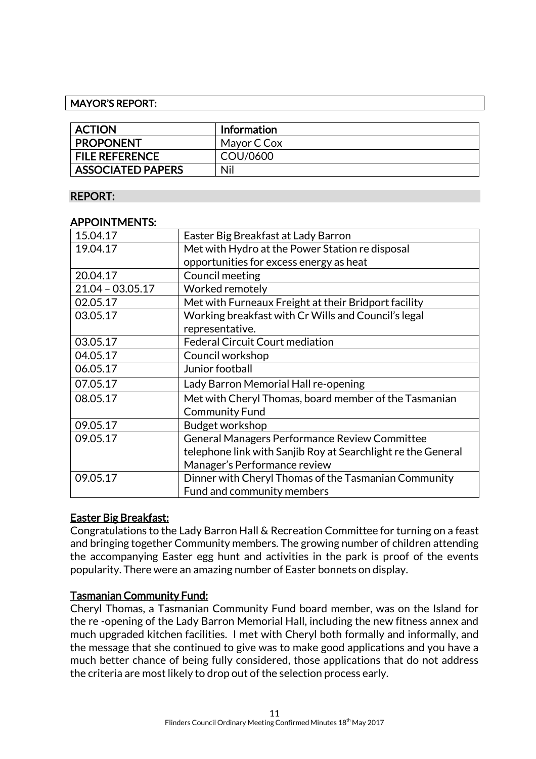## MAYOR'S REPORT:

| ACTION | Information |
| --- | --- |
| PROPONENT | Mayor C Cox |
| FILE REFERENCE | COU/0600 |
| ASSOCIATED PAPERS | Nil |

### REPORT:

### APPOINTMENTS:

| Date | Appointment |
| --- | --- |
| 15.04.17 | Easter Big Breakfast at Lady Barron |
| 19.04.17 | Met with Hydro at the Power Station re disposal opportunities for excess energy as heat |
| 20.04.17 | Council meeting |
| 21.04 – 03.05.17 | Worked remotely |
| 02.05.17 | Met with Furneaux Freight at their Bridport facility |
| 03.05.17 | Working breakfast with Cr Wills and Council's legal representative. |
| 03.05.17 | Federal Circuit Court mediation |
| 04.05.17 | Council workshop |
| 06.05.17 | Junior football |
| 07.05.17 | Lady Barron Memorial Hall re-opening |
| 08.05.17 | Met with Cheryl Thomas, board member of the Tasmanian Community Fund |
| 09.05.17 | Budget workshop |
| 09.05.17 | General Managers Performance Review Committee telephone link with Sanjib Roy at Searchlight re the General Manager's Performance review |
| 09.05.17 | Dinner with Cheryl Thomas of the Tasmanian Community Fund and community members |

### Easter Big Breakfast:

Congratulations to the Lady Barron Hall & Recreation Committee for turning on a feast and bringing together Community members. The growing number of children attending the accompanying Easter egg hunt and activities in the park is proof of the events popularity. There were an amazing number of Easter bonnets on display.

### Tasmanian Community Fund:

Cheryl Thomas, a Tasmanian Community Fund board member, was on the Island for the re -opening of the Lady Barron Memorial Hall, including the new fitness annex and much upgraded kitchen facilities. I met with Cheryl both formally and informally, and the message that she continued to give was to make good applications and you have a much better chance of being fully considered, those applications that do not address the criteria are most likely to drop out of the selection process early.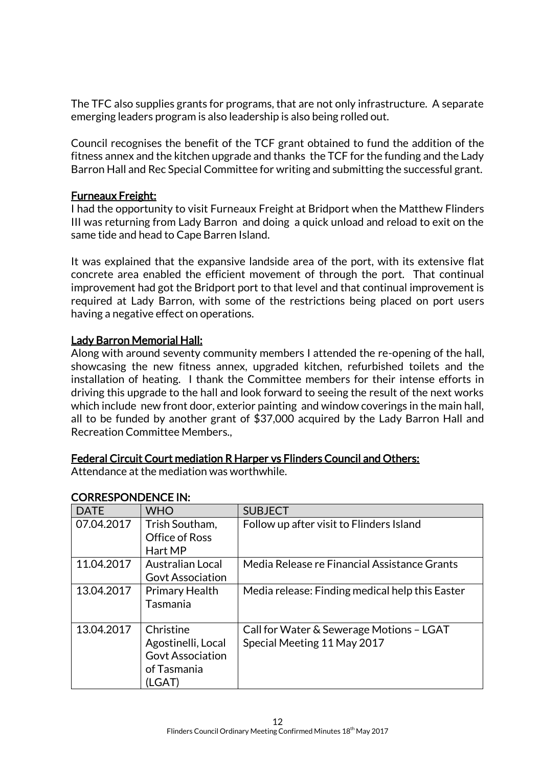The TFC also supplies grants for programs, that are not only infrastructure. A separate emerging leaders program is also leadership is also being rolled out.

Council recognises the benefit of the TCF grant obtained to fund the addition of the fitness annex and the kitchen upgrade and thanks the TCF for the funding and the Lady Barron Hall and Rec Special Committee for writing and submitting the successful grant.

**Furneaux Freight:**

I had the opportunity to visit Furneaux Freight at Bridport when the Matthew Flinders III was returning from Lady Barron and doing a quick unload and reload to exit on the same tide and head to Cape Barren Island.

It was explained that the expansive landside area of the port, with its extensive flat concrete area enabled the efficient movement of through the port. That continual improvement had got the Bridport port to that level and that continual improvement is required at Lady Barron, with some of the restrictions being placed on port users having a negative effect on operations.

**Lady Barron Memorial Hall:**

Along with around seventy community members I attended the re-opening of the hall, showcasing the new fitness annex, upgraded kitchen, refurbished toilets and the installation of heating. I thank the Committee members for their intense efforts in driving this upgrade to the hall and look forward to seeing the result of the next works which include new front door, exterior painting and window coverings in the main hall, all to be funded by another grant of $37,000 acquired by the Lady Barron Hall and Recreation Committee Members.,

**Federal Circuit Court mediation R Harper vs Flinders Council and Others:**

Attendance at the mediation was worthwhile.

**CORRESPONDENCE IN:**

| DATE | WHO | SUBJECT |
|---|---|---|
| 07.04.2017 | Trish Southam, Office of Ross Hart MP | Follow up after visit to Flinders Island |
| 11.04.2017 | Australian Local Govt Association | Media Release re Financial Assistance Grants |
| 13.04.2017 | Primary Health Tasmania | Media release: Finding medical help this Easter |
| 13.04.2017 | Christine Agostinelli, Local Govt Association of Tasmania (LGAT) | Call for Water & Sewerage Motions – LGAT Special Meeting 11 May 2017 |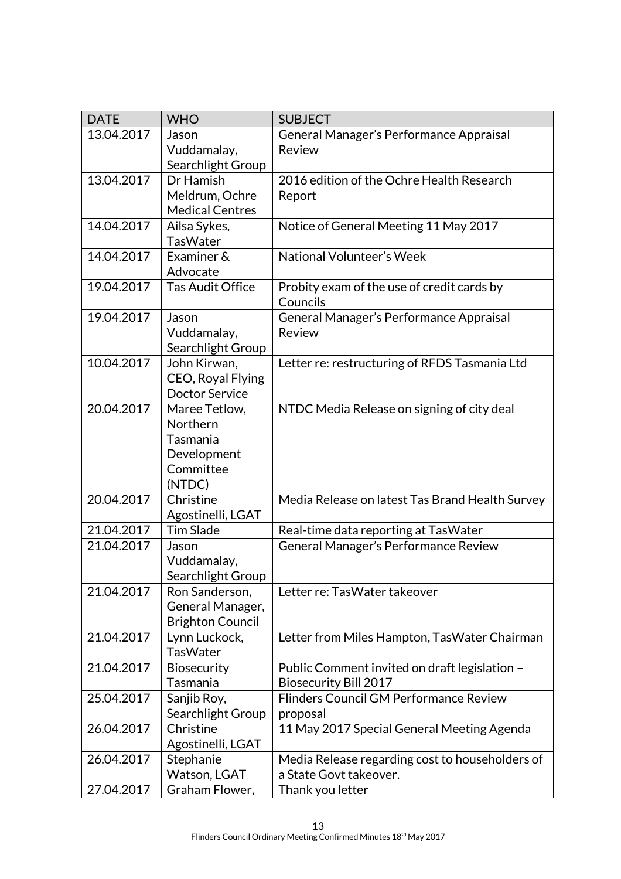| DATE | WHO | SUBJECT |
|---|---|---|
| 13.04.2017 | Jason Vuddamalay, Searchlight Group | General Manager's Performance Appraisal Review |
| 13.04.2017 | Dr Hamish Meldrum, Ochre Medical Centres | 2016 edition of the Ochre Health Research Report |
| 14.04.2017 | Ailsa Sykes, TasWater | Notice of General Meeting 11 May 2017 |
| 14.04.2017 | Examiner & Advocate | National Volunteer's Week |
| 19.04.2017 | Tas Audit Office | Probity exam of the use of credit cards by Councils |
| 19.04.2017 | Jason Vuddamalay, Searchlight Group | General Manager's Performance Appraisal Review |
| 10.04.2017 | John Kirwan, CEO, Royal Flying Doctor Service | Letter re: restructuring of RFDS Tasmania Ltd |
| 20.04.2017 | Maree Tetlow, Northern Tasmania Development Committee (NTDC) | NTDC Media Release on signing of city deal |
| 20.04.2017 | Christine Agostinelli, LGAT | Media Release on latest Tas Brand Health Survey |
| 21.04.2017 | Tim Slade | Real-time data reporting at TasWater |
| 21.04.2017 | Jason Vuddamalay, Searchlight Group | General Manager's Performance Review |
| 21.04.2017 | Ron Sanderson, General Manager, Brighton Council | Letter re: TasWater takeover |
| 21.04.2017 | Lynn Luckock, TasWater | Letter from Miles Hampton, TasWater Chairman |
| 21.04.2017 | Biosecurity Tasmania | Public Comment invited on draft legislation – Biosecurity Bill 2017 |
| 25.04.2017 | Sanjib Roy, Searchlight Group | Flinders Council GM Performance Review proposal |
| 26.04.2017 | Christine Agostinelli, LGAT | 11 May 2017 Special General Meeting Agenda |
| 26.04.2017 | Stephanie Watson, LGAT | Media Release regarding cost to householders of a State Govt takeover. |
| 27.04.2017 | Graham Flower, | Thank you letter |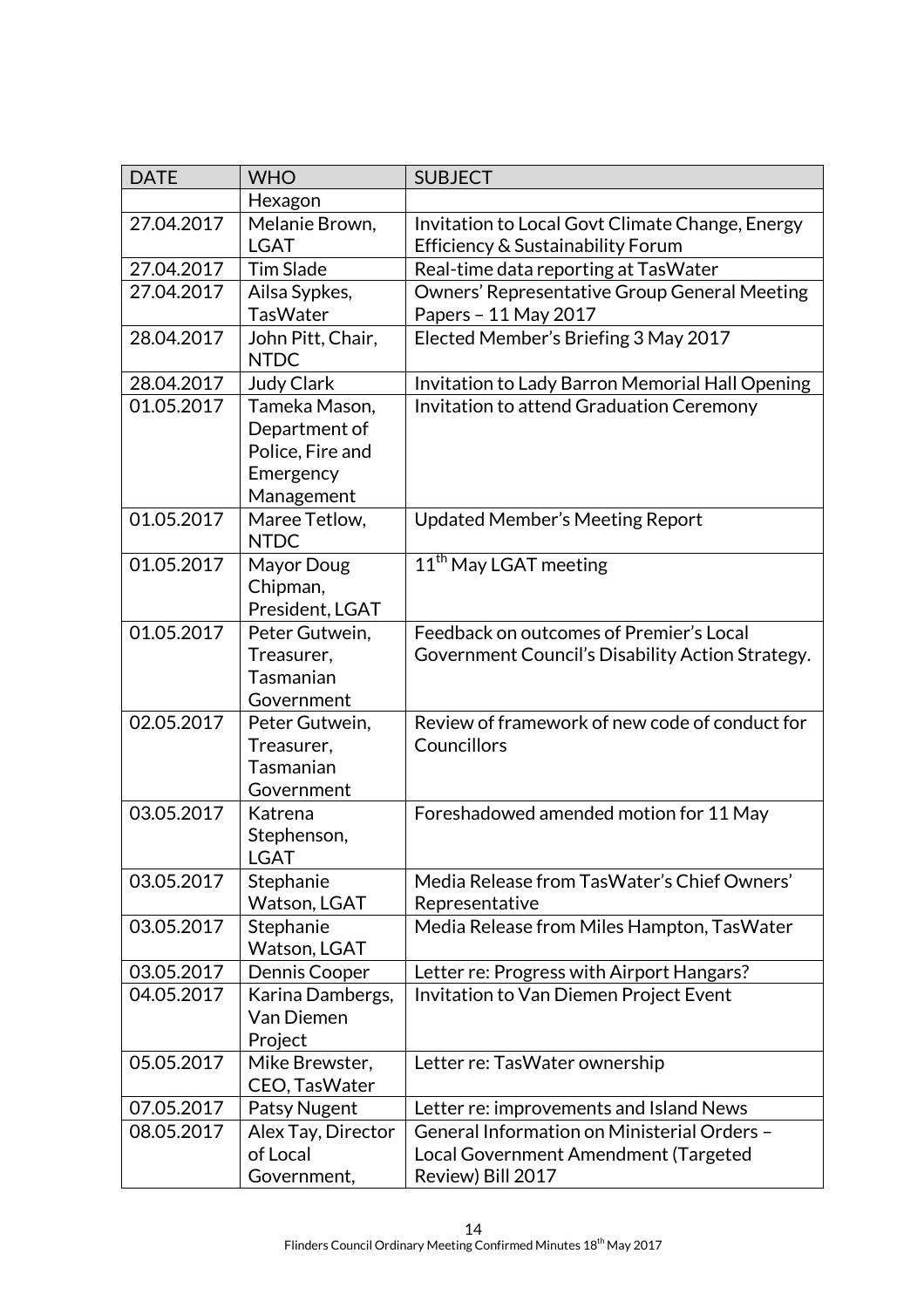| DATE | WHO | SUBJECT |
|---|---|---|
| | Hexagon | |
| 27.04.2017 | Melanie Brown, LGAT | Invitation to Local Govt Climate Change, Energy Efficiency & Sustainability Forum |
| 27.04.2017 | Tim Slade | Real-time data reporting at TasWater |
| 27.04.2017 | Ailsa Sypkes, TasWater | Owners' Representative Group General Meeting Papers – 11 May 2017 |
| 28.04.2017 | John Pitt, Chair, NTDC | Elected Member's Briefing 3 May 2017 |
| 28.04.2017 | Judy Clark | Invitation to Lady Barron Memorial Hall Opening |
| 01.05.2017 | Tameka Mason, Department of Police, Fire and Emergency Management | Invitation to attend Graduation Ceremony |
| 01.05.2017 | Maree Tetlow, NTDC | Updated Member's Meeting Report |
| 01.05.2017 | Mayor Doug Chipman, President, LGAT | 11th May LGAT meeting |
| 01.05.2017 | Peter Gutwein, Treasurer, Tasmanian Government | Feedback on outcomes of Premier's Local Government Council's Disability Action Strategy. |
| 02.05.2017 | Peter Gutwein, Treasurer, Tasmanian Government | Review of framework of new code of conduct for Councillors |
| 03.05.2017 | Katrena Stephenson, LGAT | Foreshadowed amended motion for 11 May |
| 03.05.2017 | Stephanie Watson, LGAT | Media Release from TasWater's Chief Owners' Representative |
| 03.05.2017 | Stephanie Watson, LGAT | Media Release from Miles Hampton, TasWater |
| 03.05.2017 | Dennis Cooper | Letter re: Progress with Airport Hangars? |
| 04.05.2017 | Karina Dambergs, Van Diemen Project | Invitation to Van Diemen Project Event |
| 05.05.2017 | Mike Brewster, CEO, TasWater | Letter re: TasWater ownership |
| 07.05.2017 | Patsy Nugent | Letter re: improvements and Island News |
| 08.05.2017 | Alex Tay, Director of Local Government, | General Information on Ministerial Orders – Local Government Amendment (Targeted Review) Bill 2017 |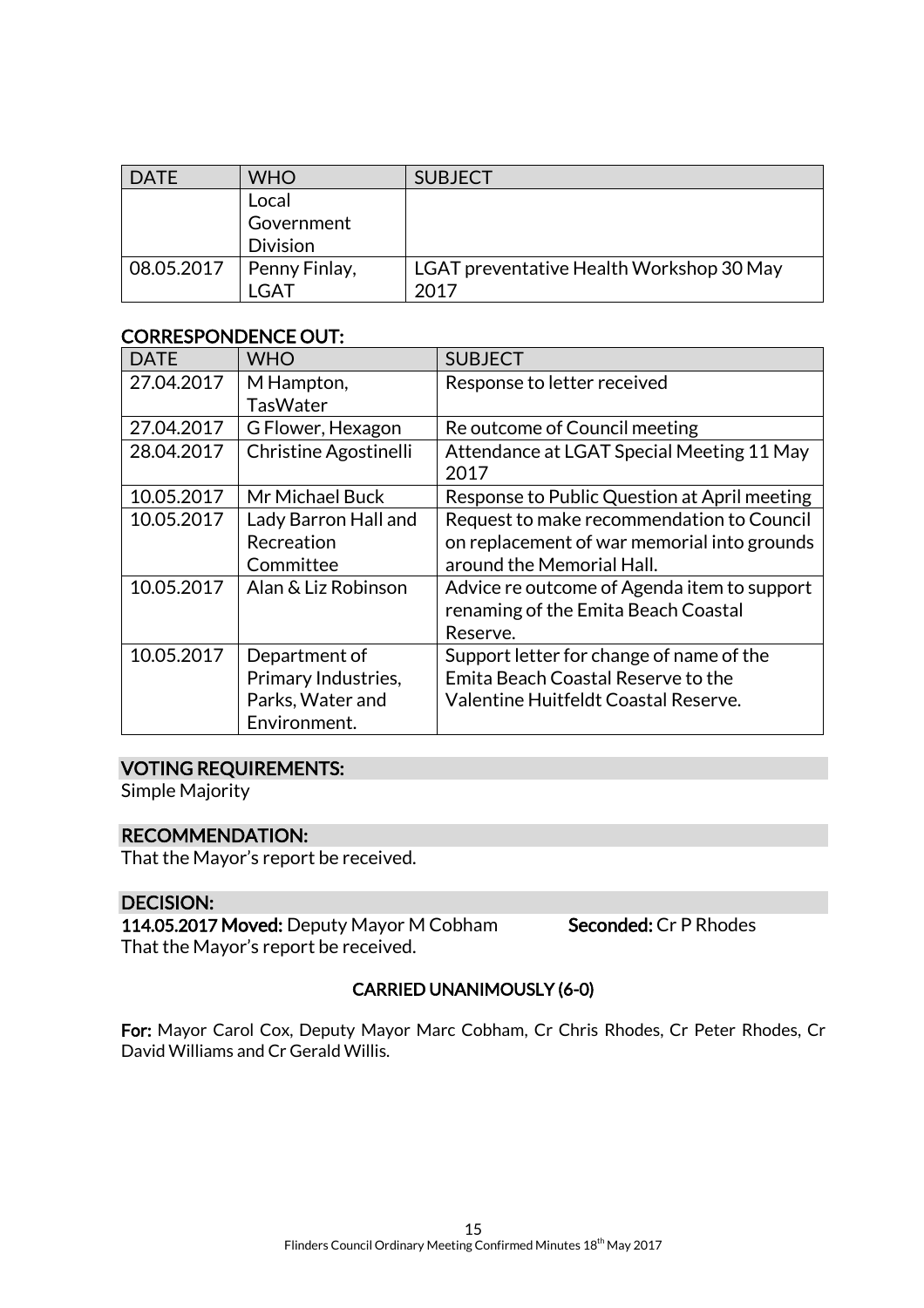| DATE | WHO | SUBJECT |
|---|---|---|
| | Local Government Division | |
| 08.05.2017 | Penny Finlay, LGAT | LGAT preventative Health Workshop 30 May 2017 |

## CORRESPONDENCE OUT:

| DATE | WHO | SUBJECT |
|---|---|---|
| 27.04.2017 | M Hampton, TasWater | Response to letter received |
| 27.04.2017 | G Flower, Hexagon | Re outcome of Council meeting |
| 28.04.2017 | Christine Agostinelli | Attendance at LGAT Special Meeting 11 May 2017 |
| 10.05.2017 | Mr Michael Buck | Response to Public Question at April meeting |
| 10.05.2017 | Lady Barron Hall and Recreation Committee | Request to make recommendation to Council on replacement of war memorial into grounds around the Memorial Hall. |
| 10.05.2017 | Alan & Liz Robinson | Advice re outcome of Agenda item to support renaming of the Emita Beach Coastal Reserve. |
| 10.05.2017 | Department of Primary Industries, Parks, Water and Environment. | Support letter for change of name of the Emita Beach Coastal Reserve to the Valentine Huitfeldt Coastal Reserve. |

## VOTING REQUIREMENTS:

Simple Majority

## RECOMMENDATION:

That the Mayor's report be received.

## DECISION:

**114.05.2017 Moved:** Deputy Mayor M Cobham **Seconded:** Cr P Rhodes

That the Mayor's report be received.

**CARRIED UNANIMOUSLY (6-0)**

**For:** Mayor Carol Cox, Deputy Mayor Marc Cobham, Cr Chris Rhodes, Cr Peter Rhodes, Cr David Williams and Cr Gerald Willis.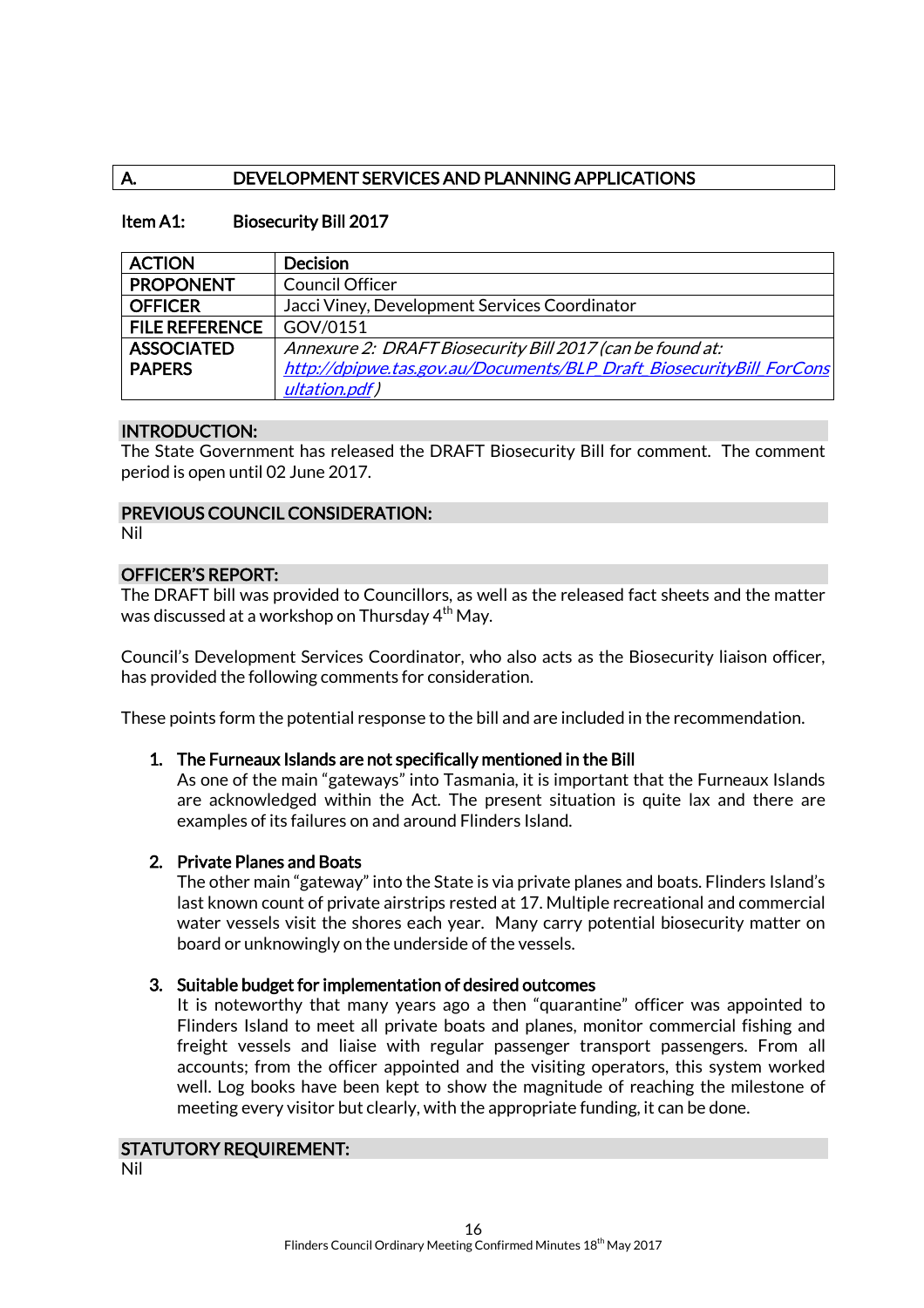| A. | DEVELOPMENT SERVICES AND PLANNING APPLICATIONS |
|---|---|

## Item A1: Biosecurity Bill 2017

| ACTION | Decision |
|---|---|
| PROPONENT | Council Officer |
| OFFICER | Jacci Viney, Development Services Coordinator |
| FILE REFERENCE | GOV/0151 |
| ASSOCIATED PAPERS | *Annexure 2: DRAFT Biosecurity Bill 2017 (can be found at: http://dpipwe.tas.gov.au/Documents/BLP_Draft_BiosecurityBill_ForConsultation.pdf)* |

### INTRODUCTION:

The State Government has released the DRAFT Biosecurity Bill for comment. The comment period is open until 02 June 2017.

### PREVIOUS COUNCIL CONSIDERATION:

Nil

### OFFICER'S REPORT:

The DRAFT bill was provided to Councillors, as well as the released fact sheets and the matter was discussed at a workshop on Thursday 4th May.

Council's Development Services Coordinator, who also acts as the Biosecurity liaison officer, has provided the following comments for consideration.

These points form the potential response to the bill and are included in the recommendation.

1. **The Furneaux Islands are not specifically mentioned in the Bill**
   As one of the main "gateways" into Tasmania, it is important that the Furneaux Islands are acknowledged within the Act. The present situation is quite lax and there are examples of its failures on and around Flinders Island.

2. **Private Planes and Boats**
   The other main "gateway" into the State is via private planes and boats. Flinders Island's last known count of private airstrips rested at 17. Multiple recreational and commercial water vessels visit the shores each year. Many carry potential biosecurity matter on board or unknowingly on the underside of the vessels.

3. **Suitable budget for implementation of desired outcomes**
   It is noteworthy that many years ago a then "quarantine" officer was appointed to Flinders Island to meet all private boats and planes, monitor commercial fishing and freight vessels and liaise with regular passenger transport passengers. From all accounts; from the officer appointed and the visiting operators, this system worked well. Log books have been kept to show the magnitude of reaching the milestone of meeting every visitor but clearly, with the appropriate funding, it can be done.

### STATUTORY REQUIREMENT:

Nil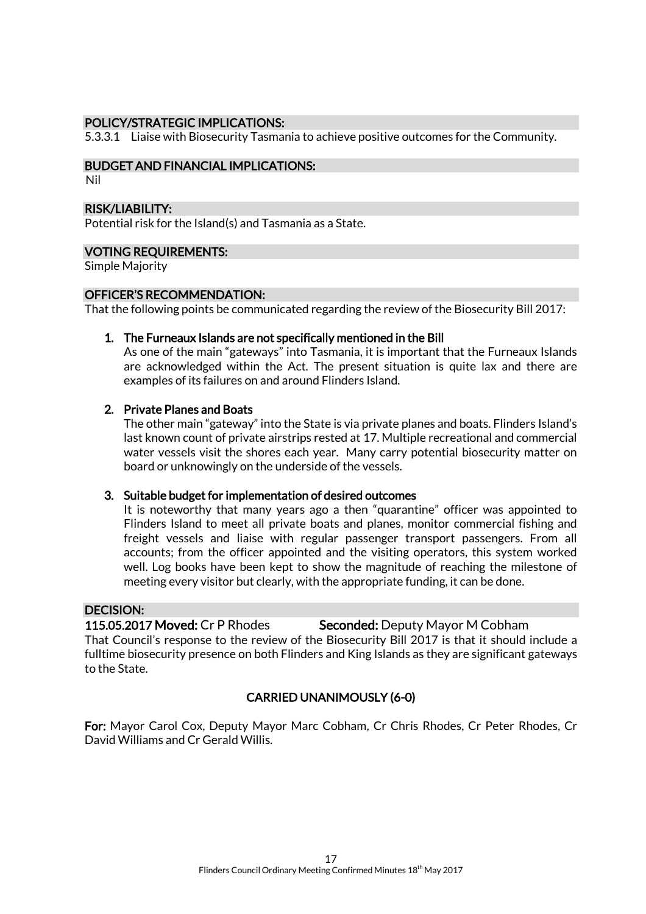## POLICY/STRATEGIC IMPLICATIONS:

5.3.3.1 Liaise with Biosecurity Tasmania to achieve positive outcomes for the Community.

## BUDGET AND FINANCIAL IMPLICATIONS:

Nil

## RISK/LIABILITY:

Potential risk for the Island(s) and Tasmania as a State.

## VOTING REQUIREMENTS:

Simple Majority

## OFFICER'S RECOMMENDATION:

That the following points be communicated regarding the review of the Biosecurity Bill 2017:

1. **The Furneaux Islands are not specifically mentioned in the Bill**

   As one of the main "gateways" into Tasmania, it is important that the Furneaux Islands are acknowledged within the Act. The present situation is quite lax and there are examples of its failures on and around Flinders Island.

2. **Private Planes and Boats**

   The other main "gateway" into the State is via private planes and boats. Flinders Island's last known count of private airstrips rested at 17. Multiple recreational and commercial water vessels visit the shores each year. Many carry potential biosecurity matter on board or unknowingly on the underside of the vessels.

3. **Suitable budget for implementation of desired outcomes**

   It is noteworthy that many years ago a then "quarantine" officer was appointed to Flinders Island to meet all private boats and planes, monitor commercial fishing and freight vessels and liaise with regular passenger transport passengers. From all accounts; from the officer appointed and the visiting operators, this system worked well. Log books have been kept to show the magnitude of reaching the milestone of meeting every visitor but clearly, with the appropriate funding, it can be done.

## DECISION:

**115.05.2017 Moved:** Cr P Rhodes **Seconded:** Deputy Mayor M Cobham

That Council's response to the review of the Biosecurity Bill 2017 is that it should include a fulltime biosecurity presence on both Flinders and King Islands as they are significant gateways to the State.

**CARRIED UNANIMOUSLY (6-0)**

**For:** Mayor Carol Cox, Deputy Mayor Marc Cobham, Cr Chris Rhodes, Cr Peter Rhodes, Cr David Williams and Cr Gerald Willis.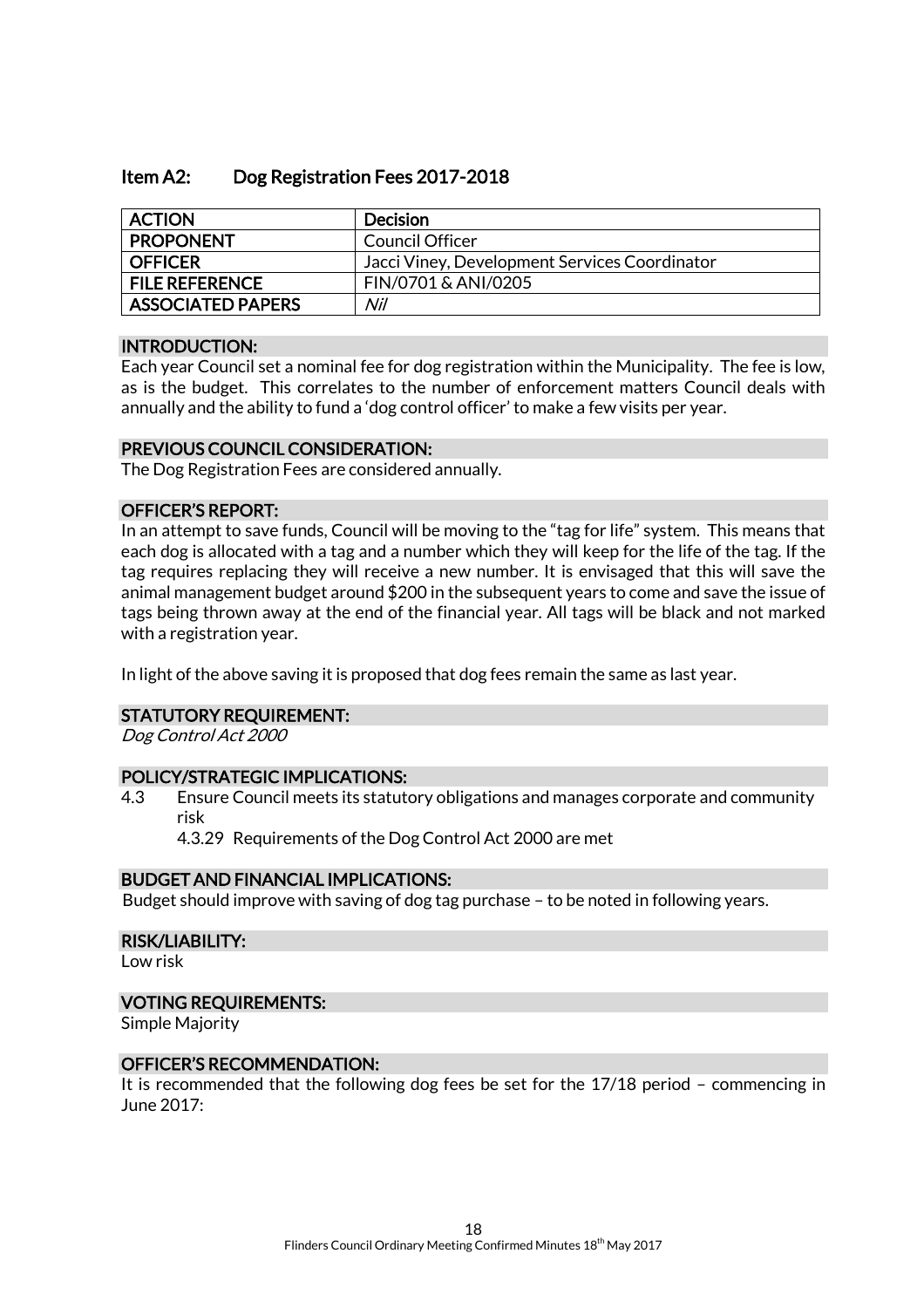## Item A2: Dog Registration Fees 2017-2018

| ACTION | Decision |
|---|---|
| PROPONENT | Council Officer |
| OFFICER | Jacci Viney, Development Services Coordinator |
| FILE REFERENCE | FIN/0701 & ANI/0205 |
| ASSOCIATED PAPERS | *Nil* |

### INTRODUCTION:

Each year Council set a nominal fee for dog registration within the Municipality. The fee is low, as is the budget. This correlates to the number of enforcement matters Council deals with annually and the ability to fund a 'dog control officer' to make a few visits per year.

### PREVIOUS COUNCIL CONSIDERATION:

The Dog Registration Fees are considered annually.

### OFFICER'S REPORT:

In an attempt to save funds, Council will be moving to the "tag for life" system. This means that each dog is allocated with a tag and a number which they will keep for the life of the tag. If the tag requires replacing they will receive a new number. It is envisaged that this will save the animal management budget around $200 in the subsequent years to come and save the issue of tags being thrown away at the end of the financial year. All tags will be black and not marked with a registration year.

In light of the above saving it is proposed that dog fees remain the same as last year.

### STATUTORY REQUIREMENT:

*Dog Control Act 2000*

### POLICY/STRATEGIC IMPLICATIONS:

4.3 Ensure Council meets its statutory obligations and manages corporate and community risk

4.3.29 Requirements of the Dog Control Act 2000 are met

### BUDGET AND FINANCIAL IMPLICATIONS:

Budget should improve with saving of dog tag purchase – to be noted in following years.

### RISK/LIABILITY:

Low risk

### VOTING REQUIREMENTS:

Simple Majority

### OFFICER'S RECOMMENDATION:

It is recommended that the following dog fees be set for the 17/18 period – commencing in June 2017: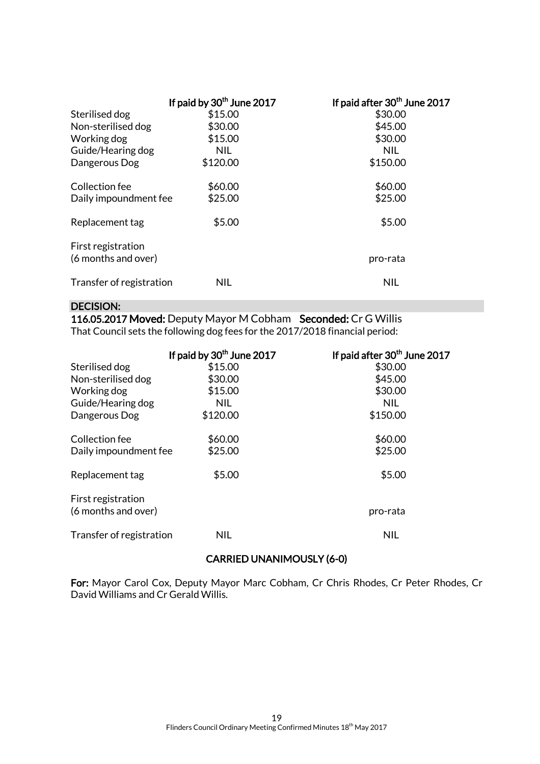| | If paid by 30th June 2017 | If paid after 30th June 2017 |
|---|---|---|
| Sterilised dog | $15.00 | $30.00 |
| Non-sterilised dog | $30.00 | $45.00 |
| Working dog | $15.00 | $30.00 |
| Guide/Hearing dog | NIL | NIL |
| Dangerous Dog | $120.00 | $150.00 |
| Collection fee | $60.00 | $60.00 |
| Daily impoundment fee | $25.00 | $25.00 |
| Replacement tag | $5.00 | $5.00 |
| First registration (6 months and over) | | pro-rata |
| Transfer of registration | NIL | NIL |

**DECISION:**

**116.05.2017 Moved:** Deputy Mayor M Cobham **Seconded:** Cr G Willis
That Council sets the following dog fees for the 2017/2018 financial period:

| | If paid by 30th June 2017 | If paid after 30th June 2017 |
|---|---|---|
| Sterilised dog | $15.00 | $30.00 |
| Non-sterilised dog | $30.00 | $45.00 |
| Working dog | $15.00 | $30.00 |
| Guide/Hearing dog | NIL | NIL |
| Dangerous Dog | $120.00 | $150.00 |
| Collection fee | $60.00 | $60.00 |
| Daily impoundment fee | $25.00 | $25.00 |
| Replacement tag | $5.00 | $5.00 |
| First registration (6 months and over) | | pro-rata |
| Transfer of registration | NIL | NIL |

**CARRIED UNANIMOUSLY (6-0)**

**For:** Mayor Carol Cox, Deputy Mayor Marc Cobham, Cr Chris Rhodes, Cr Peter Rhodes, Cr David Williams and Cr Gerald Willis.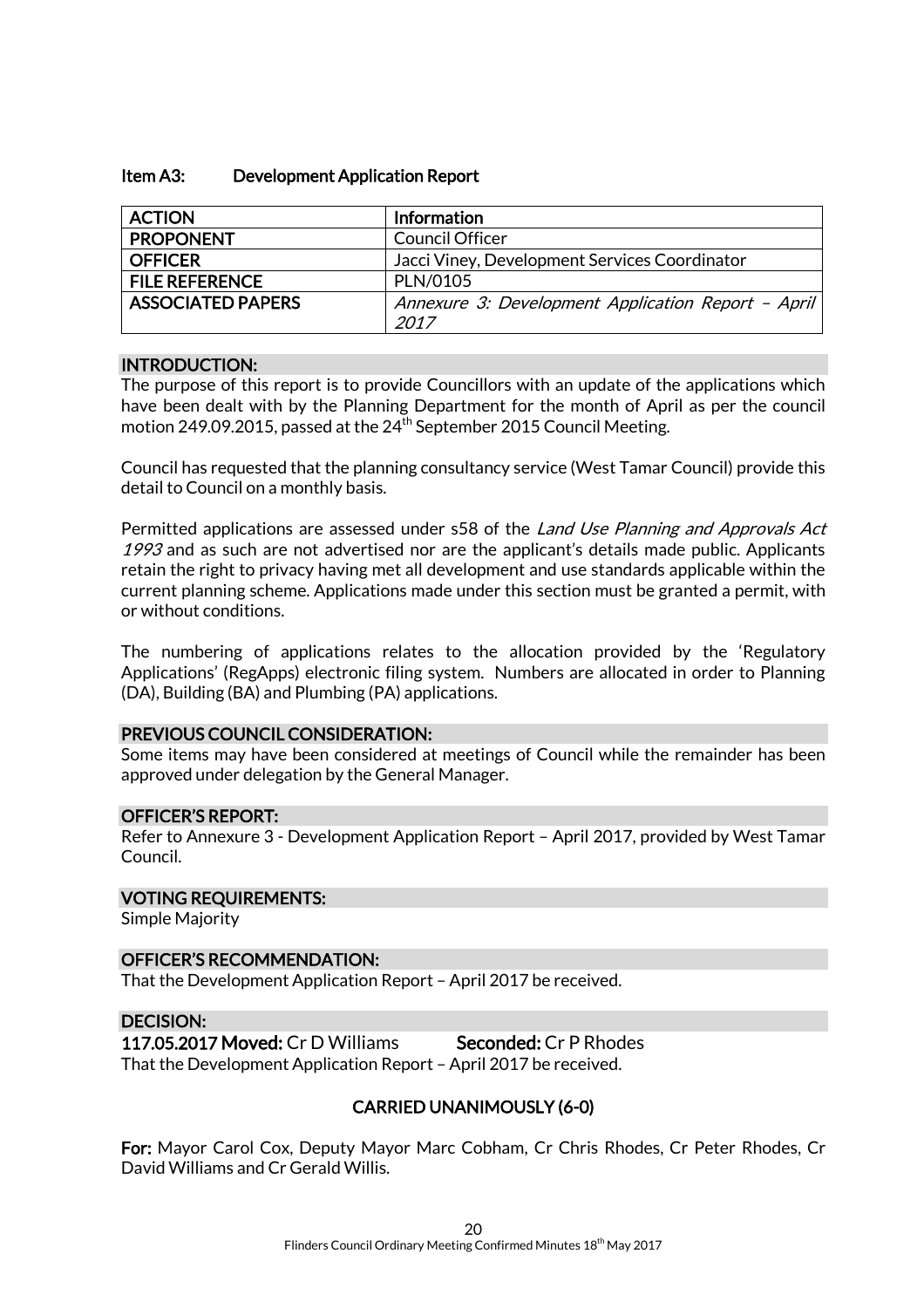### Item A3: Development Application Report

| ACTION | Information |
| --- | --- |
| PROPONENT | Council Officer |
| OFFICER | Jacci Viney, Development Services Coordinator |
| FILE REFERENCE | PLN/0105 |
| ASSOCIATED PAPERS | *Annexure 3: Development Application Report – April 2017* |

**INTRODUCTION:**

The purpose of this report is to provide Councillors with an update of the applications which have been dealt with by the Planning Department for the month of April as per the council motion 249.09.2015, passed at the 24th September 2015 Council Meeting.

Council has requested that the planning consultancy service (West Tamar Council) provide this detail to Council on a monthly basis.

Permitted applications are assessed under s58 of the *Land Use Planning and Approvals Act 1993* and as such are not advertised nor are the applicant's details made public. Applicants retain the right to privacy having met all development and use standards applicable within the current planning scheme. Applications made under this section must be granted a permit, with or without conditions.

The numbering of applications relates to the allocation provided by the 'Regulatory Applications' (RegApps) electronic filing system. Numbers are allocated in order to Planning (DA), Building (BA) and Plumbing (PA) applications.

**PREVIOUS COUNCIL CONSIDERATION:**

Some items may have been considered at meetings of Council while the remainder has been approved under delegation by the General Manager.

**OFFICER'S REPORT:**

Refer to Annexure 3 - Development Application Report – April 2017, provided by West Tamar Council.

**VOTING REQUIREMENTS:**

Simple Majority

**OFFICER'S RECOMMENDATION:**

That the Development Application Report – April 2017 be received.

**DECISION:**

**117.05.2017 Moved:** Cr D Williams **Seconded:** Cr P Rhodes

That the Development Application Report – April 2017 be received.

**CARRIED UNANIMOUSLY (6-0)**

**For:** Mayor Carol Cox, Deputy Mayor Marc Cobham, Cr Chris Rhodes, Cr Peter Rhodes, Cr David Williams and Cr Gerald Willis.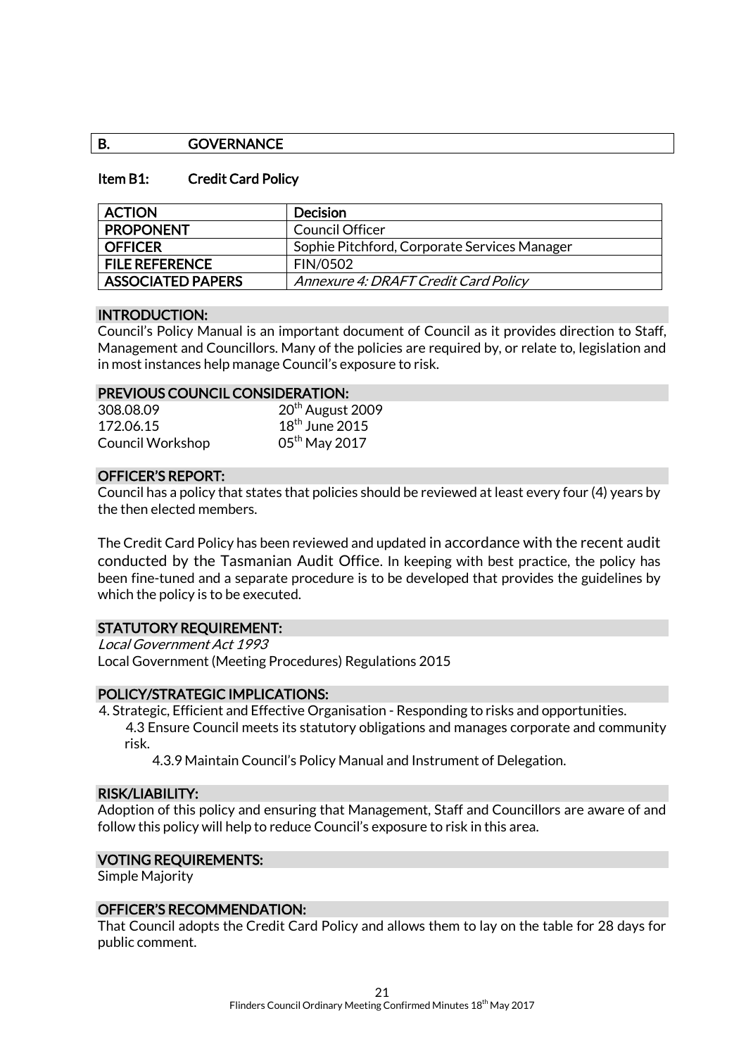## B. GOVERNANCE

### Item B1: Credit Card Policy

| ACTION | Decision |
|---|---|
| PROPONENT | Council Officer |
| OFFICER | Sophie Pitchford, Corporate Services Manager |
| FILE REFERENCE | FIN/0502 |
| ASSOCIATED PAPERS | *Annexure 4: DRAFT Credit Card Policy* |

#### INTRODUCTION:

Council's Policy Manual is an important document of Council as it provides direction to Staff, Management and Councillors. Many of the policies are required by, or relate to, legislation and in most instances help manage Council's exposure to risk.

#### PREVIOUS COUNCIL CONSIDERATION:

308.08.09 — 20th August 2009
172.06.15 — 18th June 2015
Council Workshop — 05th May 2017

#### OFFICER'S REPORT:

Council has a policy that states that policies should be reviewed at least every four (4) years by the then elected members.

The Credit Card Policy has been reviewed and updated in accordance with the recent audit conducted by the Tasmanian Audit Office. In keeping with best practice, the policy has been fine-tuned and a separate procedure is to be developed that provides the guidelines by which the policy is to be executed.

#### STATUTORY REQUIREMENT:

*Local Government Act 1993*
Local Government (Meeting Procedures) Regulations 2015

#### POLICY/STRATEGIC IMPLICATIONS:

4. Strategic, Efficient and Effective Organisation - Responding to risks and opportunities.
   - 4.3 Ensure Council meets its statutory obligations and manages corporate and community risk.
     - 4.3.9 Maintain Council's Policy Manual and Instrument of Delegation.

#### RISK/LIABILITY:

Adoption of this policy and ensuring that Management, Staff and Councillors are aware of and follow this policy will help to reduce Council's exposure to risk in this area.

#### VOTING REQUIREMENTS:

Simple Majority

#### OFFICER'S RECOMMENDATION:

That Council adopts the Credit Card Policy and allows them to lay on the table for 28 days for public comment.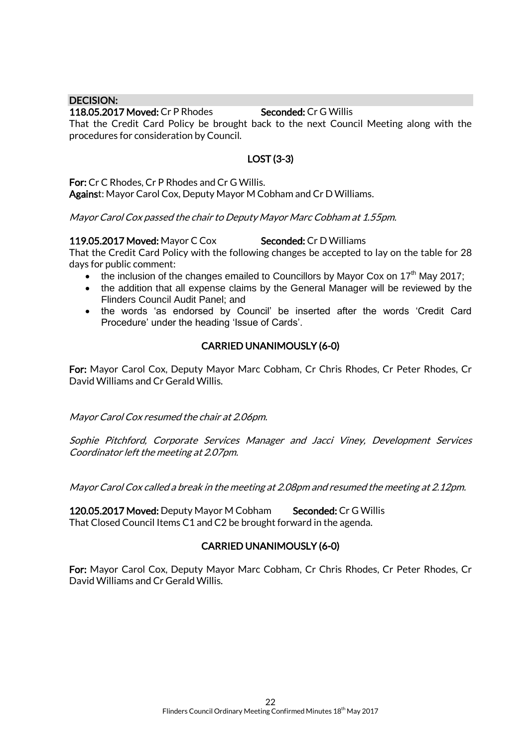**DECISION:**

**118.05.2017 Moved:** Cr P Rhodes **Seconded:** Cr G Willis

That the Credit Card Policy be brought back to the next Council Meeting along with the procedures for consideration by Council.

**LOST (3-3)**

**For:** Cr C Rhodes, Cr P Rhodes and Cr G Willis.
**Against:** Mayor Carol Cox, Deputy Mayor M Cobham and Cr D Williams.

*Mayor Carol Cox passed the chair to Deputy Mayor Marc Cobham at 1.55pm.*

**119.05.2017 Moved:** Mayor C Cox **Seconded:** Cr D Williams

That the Credit Card Policy with the following changes be accepted to lay on the table for 28 days for public comment:

- the inclusion of the changes emailed to Councillors by Mayor Cox on 17th May 2017;
- the addition that all expense claims by the General Manager will be reviewed by the Flinders Council Audit Panel; and
- the words 'as endorsed by Council' be inserted after the words 'Credit Card Procedure' under the heading 'Issue of Cards'.

**CARRIED UNANIMOUSLY (6-0)**

**For:** Mayor Carol Cox, Deputy Mayor Marc Cobham, Cr Chris Rhodes, Cr Peter Rhodes, Cr David Williams and Cr Gerald Willis.

*Mayor Carol Cox resumed the chair at 2.06pm.*

*Sophie Pitchford, Corporate Services Manager and Jacci Viney, Development Services Coordinator left the meeting at 2.07pm.*

*Mayor Carol Cox called a break in the meeting at 2.08pm and resumed the meeting at 2.12pm.*

**120.05.2017 Moved:** Deputy Mayor M Cobham **Seconded:** Cr G Willis

That Closed Council Items C1 and C2 be brought forward in the agenda.

**CARRIED UNANIMOUSLY (6-0)**

**For:** Mayor Carol Cox, Deputy Mayor Marc Cobham, Cr Chris Rhodes, Cr Peter Rhodes, Cr David Williams and Cr Gerald Willis.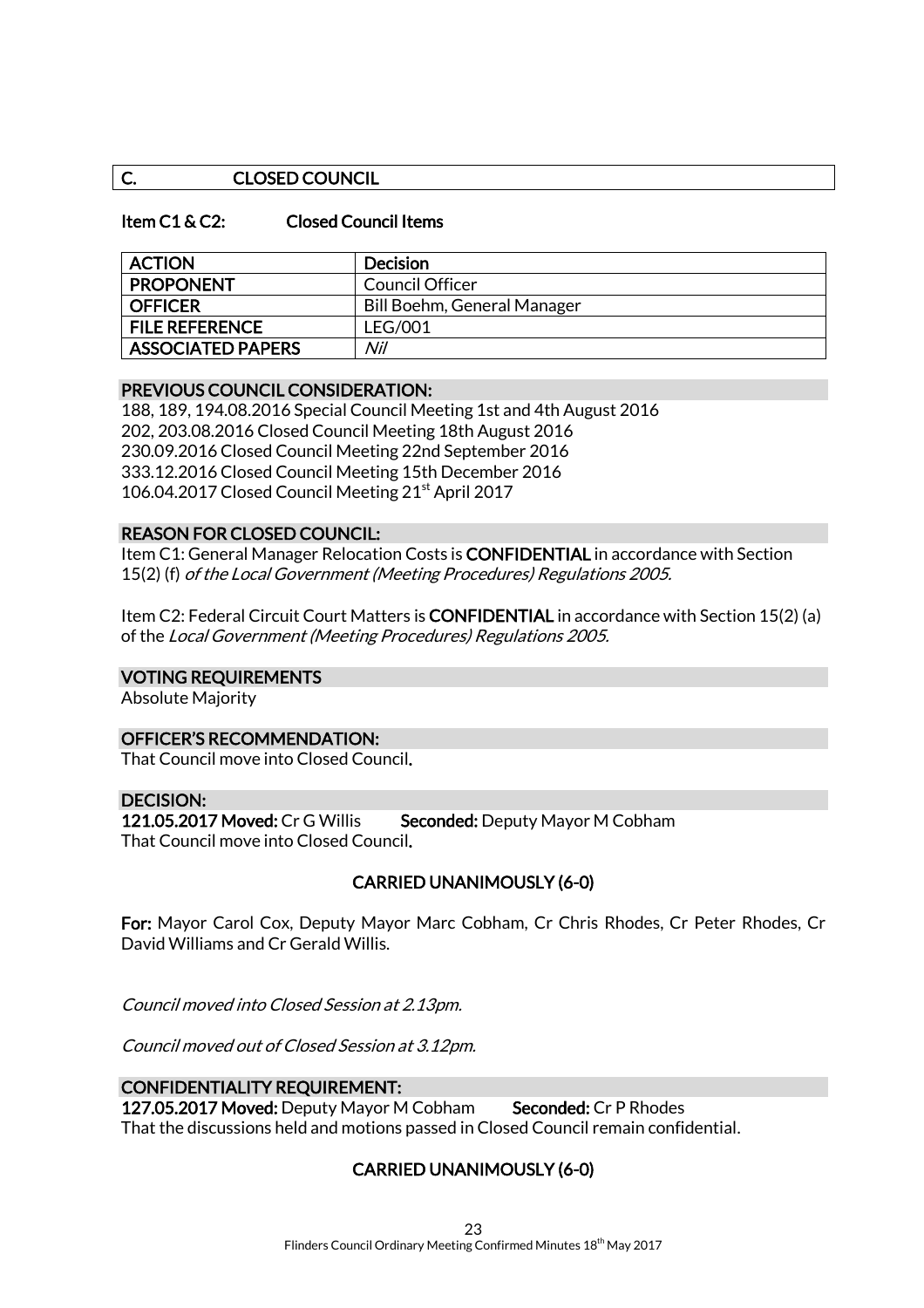## C. CLOSED COUNCIL

### Item C1 & C2: Closed Council Items

| ACTION | Decision |
|---|---|
| PROPONENT | Council Officer |
| OFFICER | Bill Boehm, General Manager |
| FILE REFERENCE | LEG/001 |
| ASSOCIATED PAPERS | *Nil* |

**PREVIOUS COUNCIL CONSIDERATION:**

188, 189, 194.08.2016 Special Council Meeting 1st and 4th August 2016
202, 203.08.2016 Closed Council Meeting 18th August 2016
230.09.2016 Closed Council Meeting 22nd September 2016
333.12.2016 Closed Council Meeting 15th December 2016
106.04.2017 Closed Council Meeting 21st April 2017

**REASON FOR CLOSED COUNCIL:**

Item C1: General Manager Relocation Costs is **CONFIDENTIAL** in accordance with Section 15(2) (f) *of the Local Government (Meeting Procedures) Regulations 2005.*

Item C2: Federal Circuit Court Matters is **CONFIDENTIAL** in accordance with Section 15(2) (a) of the *Local Government (Meeting Procedures) Regulations 2005.*

**VOTING REQUIREMENTS**

Absolute Majority

**OFFICER'S RECOMMENDATION:**

That Council move into Closed Council.

**DECISION:**

**121.05.2017 Moved:** Cr G Willis **Seconded:** Deputy Mayor M Cobham
That Council move into Closed Council.

**CARRIED UNANIMOUSLY (6-0)**

**For:** Mayor Carol Cox, Deputy Mayor Marc Cobham, Cr Chris Rhodes, Cr Peter Rhodes, Cr David Williams and Cr Gerald Willis.

*Council moved into Closed Session at 2.13pm.*

*Council moved out of Closed Session at 3.12pm.*

**CONFIDENTIALITY REQUIREMENT:**

**127.05.2017 Moved:** Deputy Mayor M Cobham **Seconded:** Cr P Rhodes
That the discussions held and motions passed in Closed Council remain confidential.

**CARRIED UNANIMOUSLY (6-0)**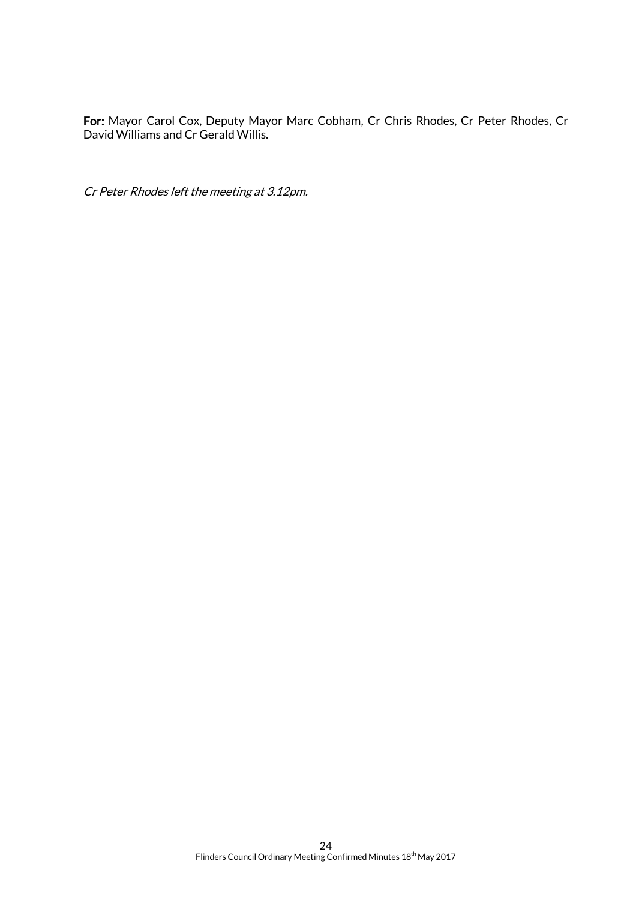**For:** Mayor Carol Cox, Deputy Mayor Marc Cobham, Cr Chris Rhodes, Cr Peter Rhodes, Cr David Williams and Cr Gerald Willis.

*Cr Peter Rhodes left the meeting at 3.12pm.*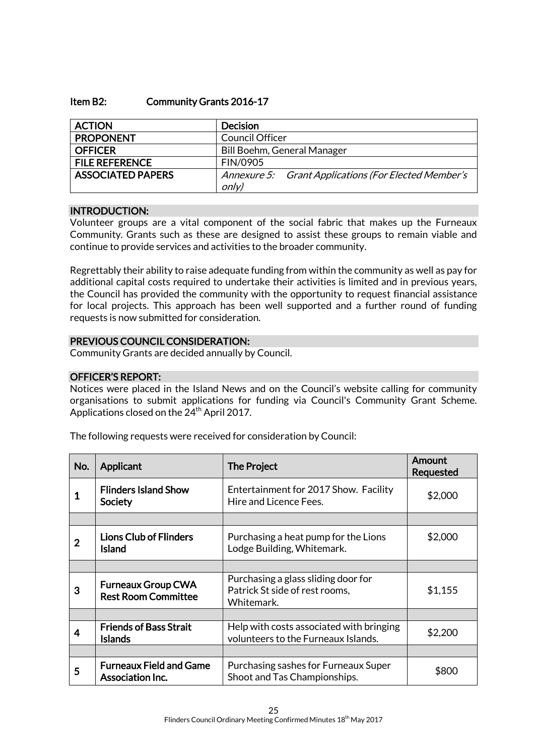### Item B2: Community Grants 2016-17

| ACTION | Decision |
|---|---|
| PROPONENT | Council Officer |
| OFFICER | Bill Boehm, General Manager |
| FILE REFERENCE | FIN/0905 |
| ASSOCIATED PAPERS | *Annexure 5: Grant Applications (For Elected Member's only)* |

**INTRODUCTION:**

Volunteer groups are a vital component of the social fabric that makes up the Furneaux Community. Grants such as these are designed to assist these groups to remain viable and continue to provide services and activities to the broader community.

Regrettably their ability to raise adequate funding from within the community as well as pay for additional capital costs required to undertake their activities is limited and in previous years, the Council has provided the community with the opportunity to request financial assistance for local projects. This approach has been well supported and a further round of funding requests is now submitted for consideration.

**PREVIOUS COUNCIL CONSIDERATION:**

Community Grants are decided annually by Council.

**OFFICER'S REPORT:**

Notices were placed in the Island News and on the Council's website calling for community organisations to submit applications for funding via Council's Community Grant Scheme. Applications closed on the 24th April 2017.

The following requests were received for consideration by Council:

| No. | Applicant | The Project | Amount Requested |
|---|---|---|---|
| 1 | **Flinders Island Show Society** | Entertainment for 2017 Show. Facility Hire and Licence Fees. | $2,000 |
| | | | |
| 2 | **Lions Club of Flinders Island** | Purchasing a heat pump for the Lions Lodge Building, Whitemark. | $2,000 |
| | | | |
| 3 | **Furneaux Group CWA Rest Room Committee** | Purchasing a glass sliding door for Patrick St side of rest rooms, Whitemark. | $1,155 |
| | | | |
| 4 | **Friends of Bass Strait Islands** | Help with costs associated with bringing volunteers to the Furneaux Islands. | $2,200 |
| | | | |
| 5 | **Furneaux Field and Game Association Inc.** | Purchasing sashes for Furneaux Super Shoot and Tas Championships. | $800 |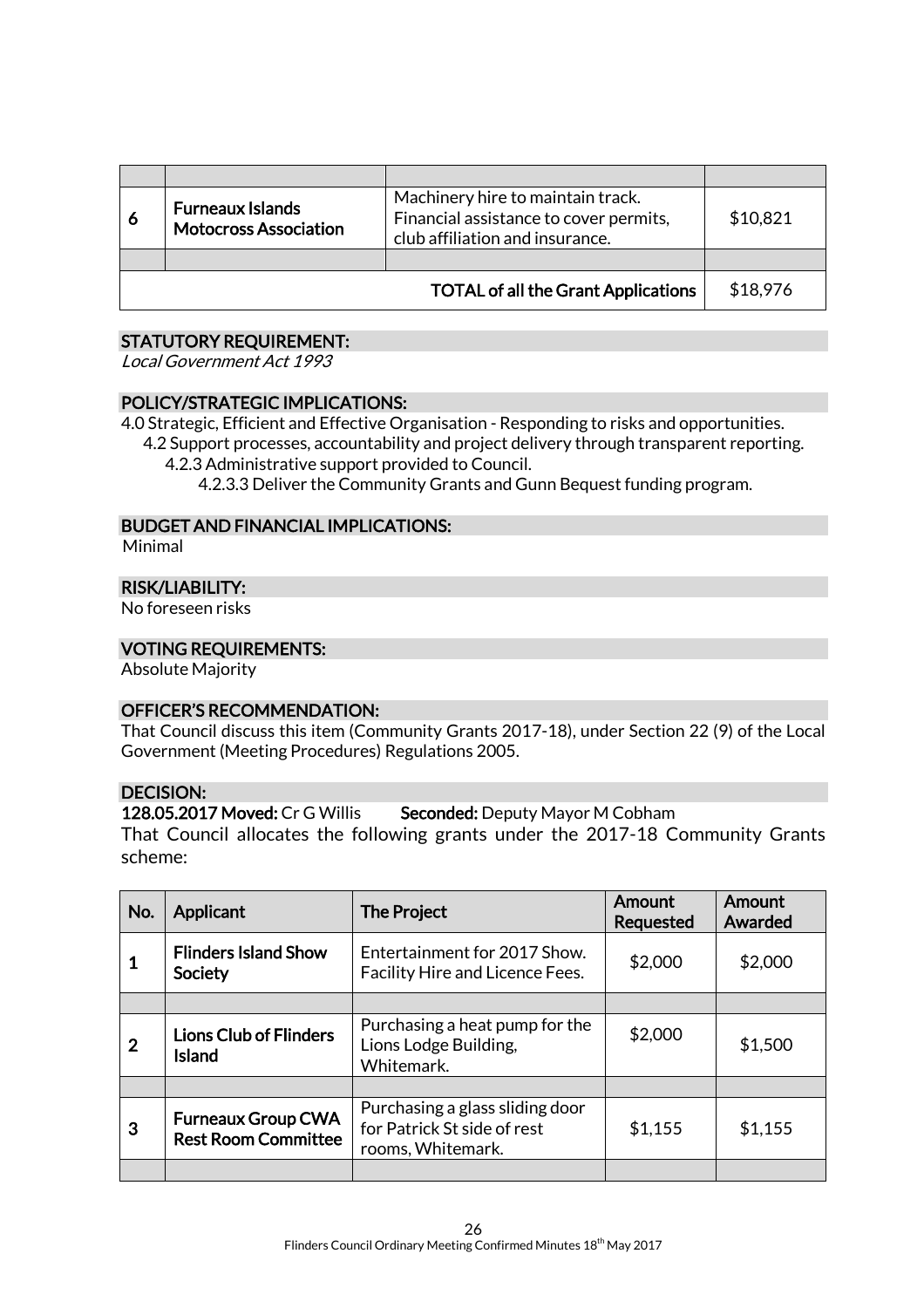| | | | |
|---|---|---|---|
| | | | |
| 6 | **Furneaux Islands Motocross Association** | Machinery hire to maintain track. Financial assistance to cover permits, club affiliation and insurance. | $10,821 |
| | | | |
| | | **TOTAL of all the Grant Applications** | $18,976 |

## STATUTORY REQUIREMENT:

*Local Government Act 1993*

## POLICY/STRATEGIC IMPLICATIONS:

4.0 Strategic, Efficient and Effective Organisation - Responding to risks and opportunities.
- 4.2 Support processes, accountability and project delivery through transparent reporting.
  - 4.2.3 Administrative support provided to Council.
    - 4.2.3.3 Deliver the Community Grants and Gunn Bequest funding program.

## BUDGET AND FINANCIAL IMPLICATIONS:

Minimal

## RISK/LIABILITY:

No foreseen risks

## VOTING REQUIREMENTS:

Absolute Majority

## OFFICER'S RECOMMENDATION:

That Council discuss this item (Community Grants 2017-18), under Section 22 (9) of the Local Government (Meeting Procedures) Regulations 2005.

## DECISION:

**128.05.2017 Moved:** Cr G Willis **Seconded:** Deputy Mayor M Cobham

That Council allocates the following grants under the 2017-18 Community Grants scheme:

| No. | Applicant | The Project | Amount Requested | Amount Awarded |
|---|---|---|---|---|
| 1 | **Flinders Island Show Society** | Entertainment for 2017 Show. Facility Hire and Licence Fees. | $2,000 | $2,000 |
| | | | | |
| 2 | **Lions Club of Flinders Island** | Purchasing a heat pump for the Lions Lodge Building, Whitemark. | $2,000 | $1,500 |
| | | | | |
| 3 | **Furneaux Group CWA Rest Room Committee** | Purchasing a glass sliding door for Patrick St side of rest rooms, Whitemark. | $1,155 | $1,155 |
| | | | | |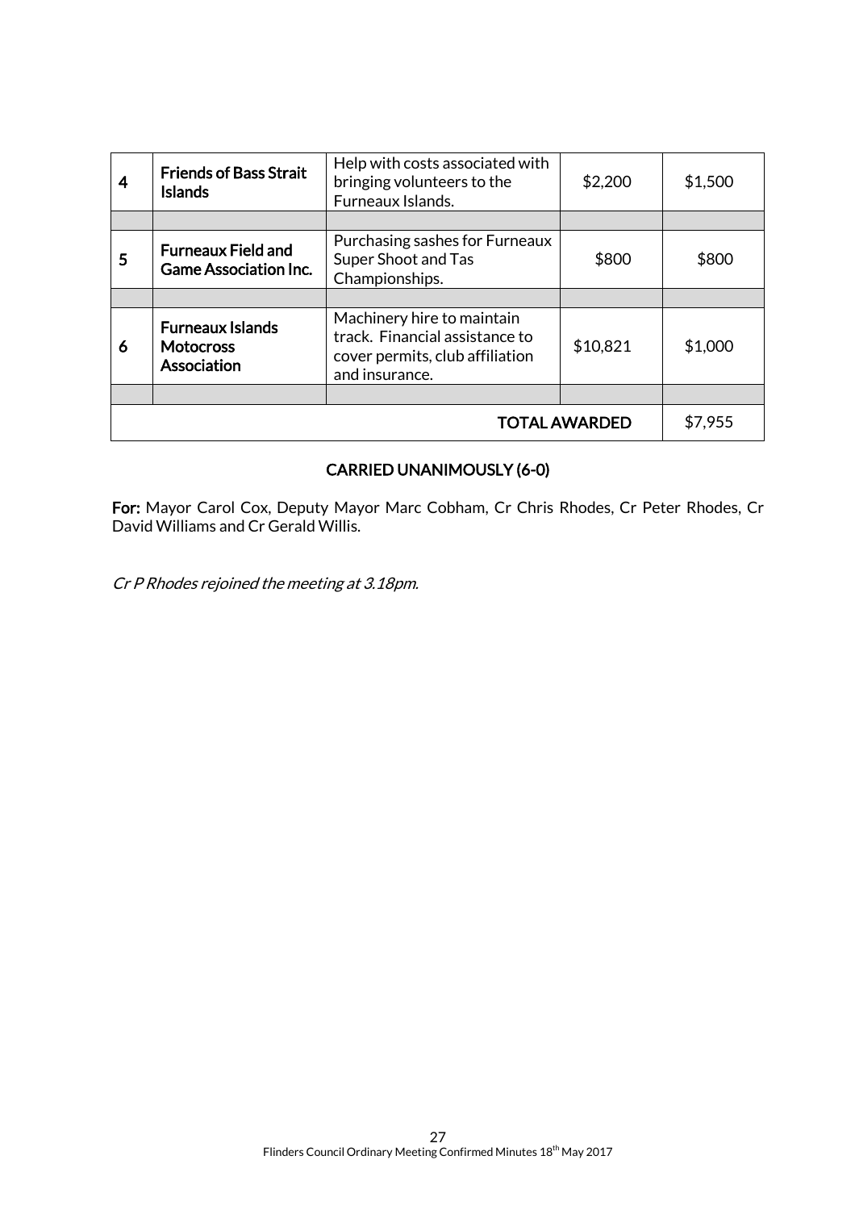| | | | | |
|---|---|---|---|---|
| 4 | **Friends of Bass Strait Islands** | Help with costs associated with bringing volunteers to the Furneaux Islands. | $2,200 | $1,500 |
| | | | | |
| 5 | **Furneaux Field and Game Association Inc.** | Purchasing sashes for Furneaux Super Shoot and Tas Championships. | $800 | $800 |
| | | | | |
| 6 | **Furneaux Islands Motocross Association** | Machinery hire to maintain track. Financial assistance to cover permits, club affiliation and insurance. | $10,821 | $1,000 |
| | | | | |
| | | | TOTAL AWARDED | $7,955 |

**CARRIED UNANIMOUSLY (6-0)**

**For:** Mayor Carol Cox, Deputy Mayor Marc Cobham, Cr Chris Rhodes, Cr Peter Rhodes, Cr David Williams and Cr Gerald Willis.

*Cr P Rhodes rejoined the meeting at 3.18pm.*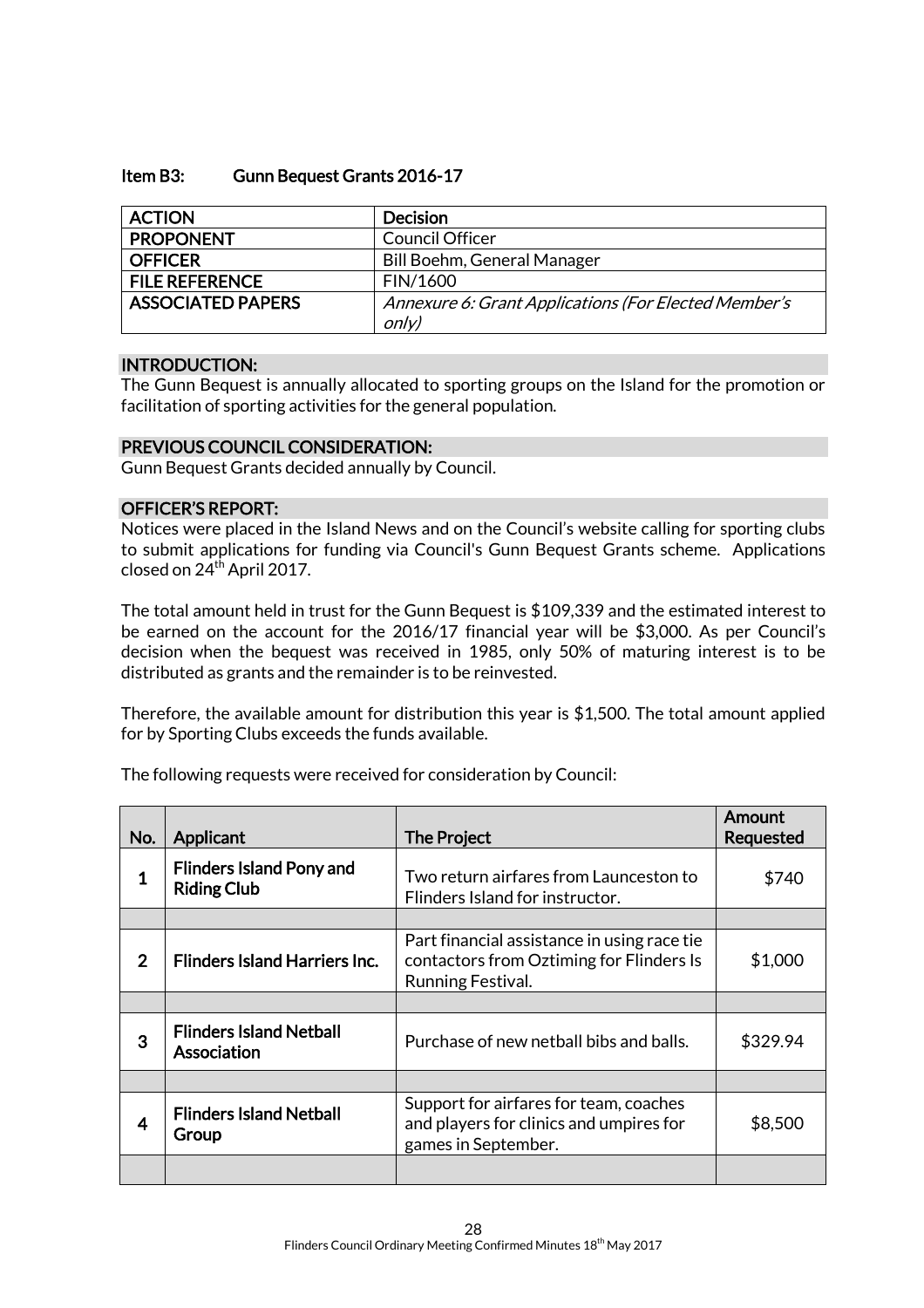### Item B3: Gunn Bequest Grants 2016-17

| ACTION | Decision |
|---|---|
| PROPONENT | Council Officer |
| OFFICER | Bill Boehm, General Manager |
| FILE REFERENCE | FIN/1600 |
| ASSOCIATED PAPERS | *Annexure 6: Grant Applications (For Elected Member's only)* |

**INTRODUCTION:**

The Gunn Bequest is annually allocated to sporting groups on the Island for the promotion or facilitation of sporting activities for the general population.

**PREVIOUS COUNCIL CONSIDERATION:**

Gunn Bequest Grants decided annually by Council.

**OFFICER'S REPORT:**

Notices were placed in the Island News and on the Council's website calling for sporting clubs to submit applications for funding via Council's Gunn Bequest Grants scheme. Applications closed on 24th April 2017.

The total amount held in trust for the Gunn Bequest is $109,339 and the estimated interest to be earned on the account for the 2016/17 financial year will be $3,000. As per Council's decision when the bequest was received in 1985, only 50% of maturing interest is to be distributed as grants and the remainder is to be reinvested.

Therefore, the available amount for distribution this year is $1,500. The total amount applied for by Sporting Clubs exceeds the funds available.

The following requests were received for consideration by Council:

| No. | Applicant | The Project | Amount Requested |
|---|---|---|---|
| 1 | **Flinders Island Pony and Riding Club** | Two return airfares from Launceston to Flinders Island for instructor. | $740 |
| | | | |
| 2 | **Flinders Island Harriers Inc.** | Part financial assistance in using race tie contactors from Oztiming for Flinders Is Running Festival. | $1,000 |
| | | | |
| 3 | **Flinders Island Netball Association** | Purchase of new netball bibs and balls. | $329.94 |
| | | | |
| 4 | **Flinders Island Netball Group** | Support for airfares for team, coaches and players for clinics and umpires for games in September. | $8,500 |
| | | | |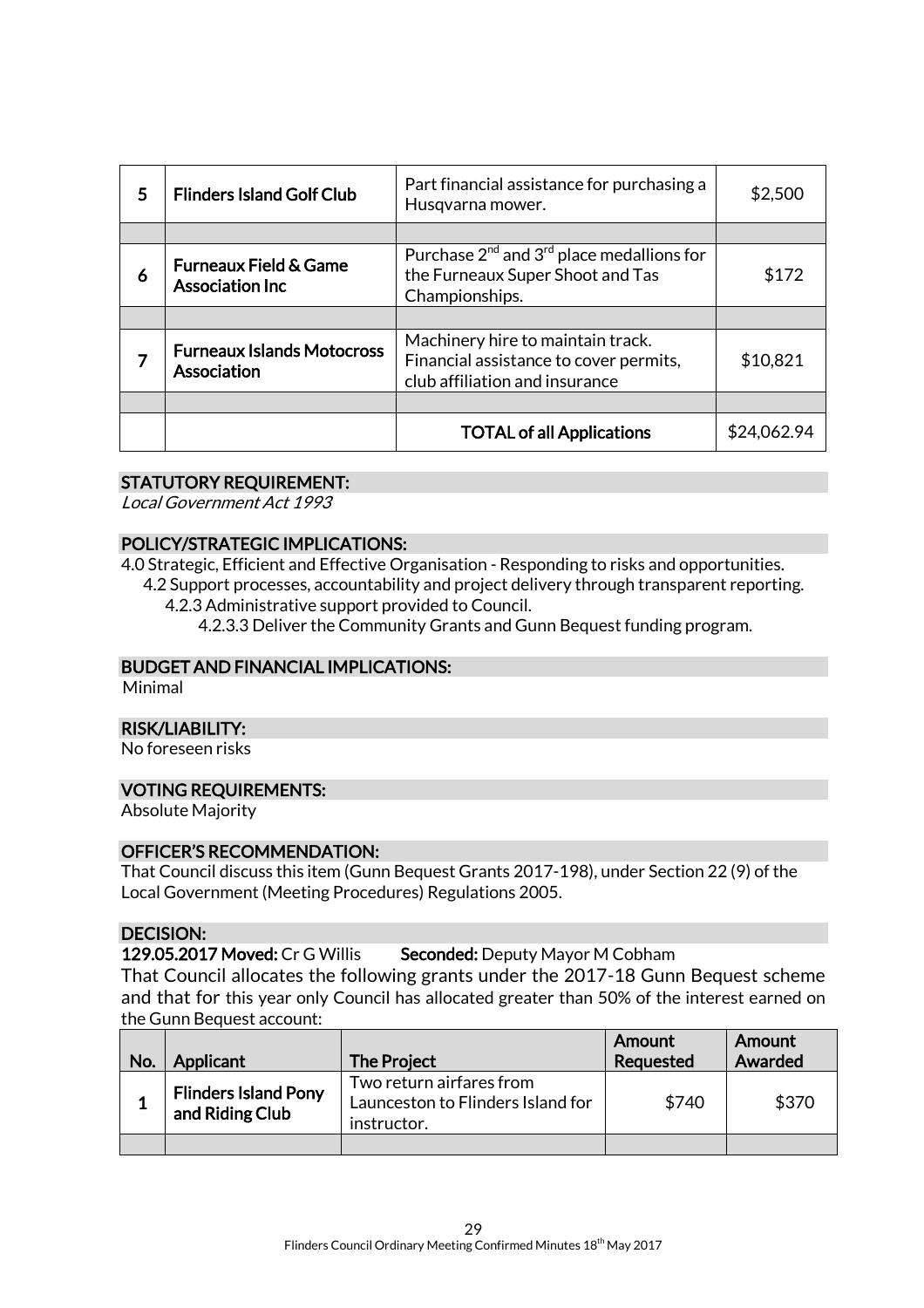| 5 | Flinders Island Golf Club | Part financial assistance for purchasing a Husqvarna mower. | $2,500 |
|---|---|---|---|
| | | | |
| 6 | Furneaux Field & Game Association Inc | Purchase 2nd and 3rd place medallions for the Furneaux Super Shoot and Tas Championships. | $172 |
| | | | |
| 7 | Furneaux Islands Motocross Association | Machinery hire to maintain track. Financial assistance to cover permits, club affiliation and insurance | $10,821 |
| | | | |
| | | **TOTAL of all Applications** | $24,062.94 |

## STATUTORY REQUIREMENT:

*Local Government Act 1993*

## POLICY/STRATEGIC IMPLICATIONS:

4.0 Strategic, Efficient and Effective Organisation - Responding to risks and opportunities.
- 4.2 Support processes, accountability and project delivery through transparent reporting.
  - 4.2.3 Administrative support provided to Council.
    - 4.2.3.3 Deliver the Community Grants and Gunn Bequest funding program.

## BUDGET AND FINANCIAL IMPLICATIONS:

Minimal

## RISK/LIABILITY:

No foreseen risks

## VOTING REQUIREMENTS:

Absolute Majority

## OFFICER'S RECOMMENDATION:

That Council discuss this item (Gunn Bequest Grants 2017-198), under Section 22 (9) of the Local Government (Meeting Procedures) Regulations 2005.

## DECISION:

**129.05.2017 Moved:** Cr G Willis **Seconded:** Deputy Mayor M Cobham

That Council allocates the following grants under the 2017-18 Gunn Bequest scheme and that for this year only Council has allocated greater than 50% of the interest earned on the Gunn Bequest account:

| No. | Applicant | The Project | Amount Requested | Amount Awarded |
|---|---|---|---|---|
| 1 | Flinders Island Pony and Riding Club | Two return airfares from Launceston to Flinders Island for instructor. | $740 | $370 |
| | | | | |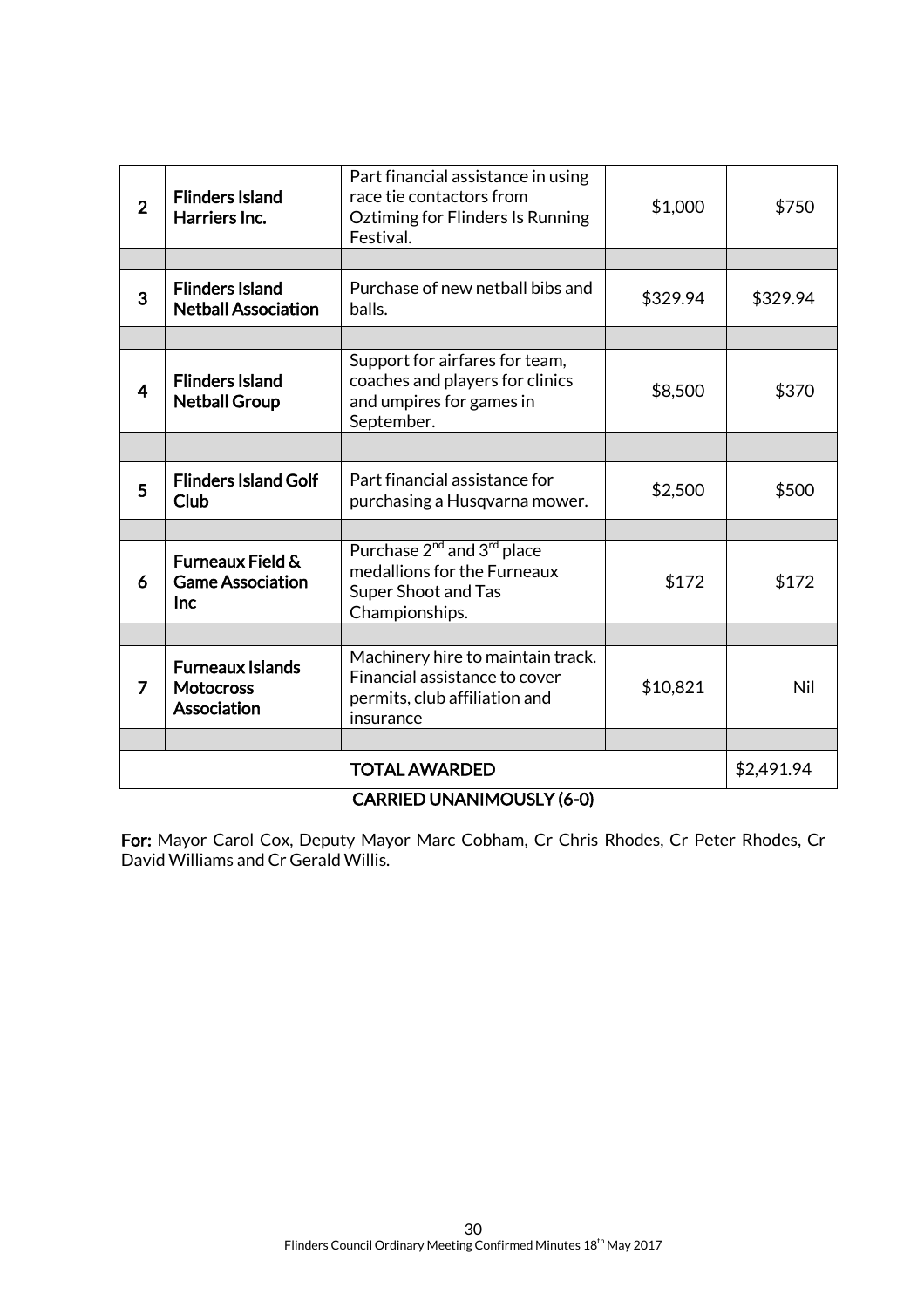| | | | | |
|---|---|---|---|---|
| 2 | **Flinders Island Harriers Inc.** | Part financial assistance in using race tie contactors from Oztiming for Flinders Is Running Festival. | $1,000 | $750 |
| | | | | |
| 3 | **Flinders Island Netball Association** | Purchase of new netball bibs and balls. | $329.94 | $329.94 |
| | | | | |
| 4 | **Flinders Island Netball Group** | Support for airfares for team, coaches and players for clinics and umpires for games in September. | $8,500 | $370 |
| | | | | |
| 5 | **Flinders Island Golf Club** | Part financial assistance for purchasing a Husqvarna mower. | $2,500 | $500 |
| | | | | |
| 6 | **Furneaux Field & Game Association Inc** | Purchase 2nd and 3rd place medallions for the Furneaux Super Shoot and Tas Championships. | $172 | $172 |
| | | | | |
| 7 | **Furneaux Islands Motocross Association** | Machinery hire to maintain track. Financial assistance to cover permits, club affiliation and insurance | $10,821 | Nil |
| | | | | |
| | | TOTAL AWARDED | | $2,491.94 |

**CARRIED UNANIMOUSLY (6-0)**

**For:** Mayor Carol Cox, Deputy Mayor Marc Cobham, Cr Chris Rhodes, Cr Peter Rhodes, Cr David Williams and Cr Gerald Willis.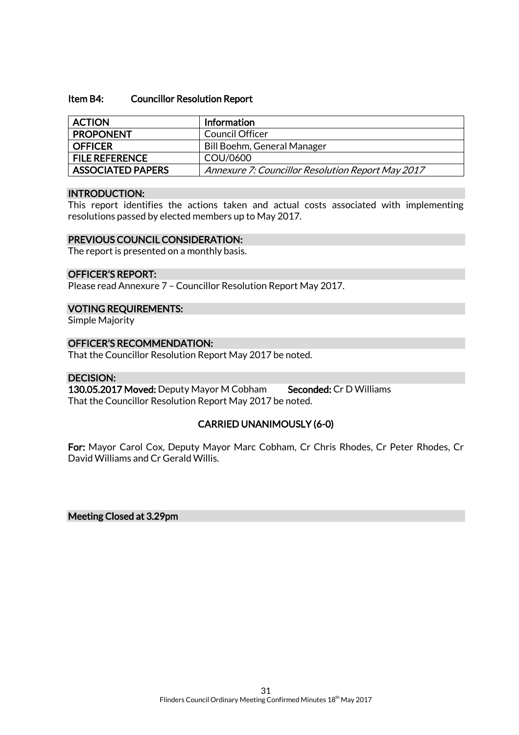### Item B4: Councillor Resolution Report

| | |
|---|---|
| **ACTION** | **Information** |
| **PROPONENT** | Council Officer |
| **OFFICER** | Bill Boehm, General Manager |
| **FILE REFERENCE** | COU/0600 |
| **ASSOCIATED PAPERS** | *Annexure 7: Councillor Resolution Report May 2017* |

**INTRODUCTION:**

This report identifies the actions taken and actual costs associated with implementing resolutions passed by elected members up to May 2017.

**PREVIOUS COUNCIL CONSIDERATION:**

The report is presented on a monthly basis.

**OFFICER'S REPORT:**

Please read Annexure 7 – Councillor Resolution Report May 2017.

**VOTING REQUIREMENTS:**

Simple Majority

**OFFICER'S RECOMMENDATION:**

That the Councillor Resolution Report May 2017 be noted.

**DECISION:**

**130.05.2017 Moved:** Deputy Mayor M Cobham **Seconded:** Cr D Williams

That the Councillor Resolution Report May 2017 be noted.

**CARRIED UNANIMOUSLY (6-0)**

**For:** Mayor Carol Cox, Deputy Mayor Marc Cobham, Cr Chris Rhodes, Cr Peter Rhodes, Cr David Williams and Cr Gerald Willis.

**Meeting Closed at 3.29pm**